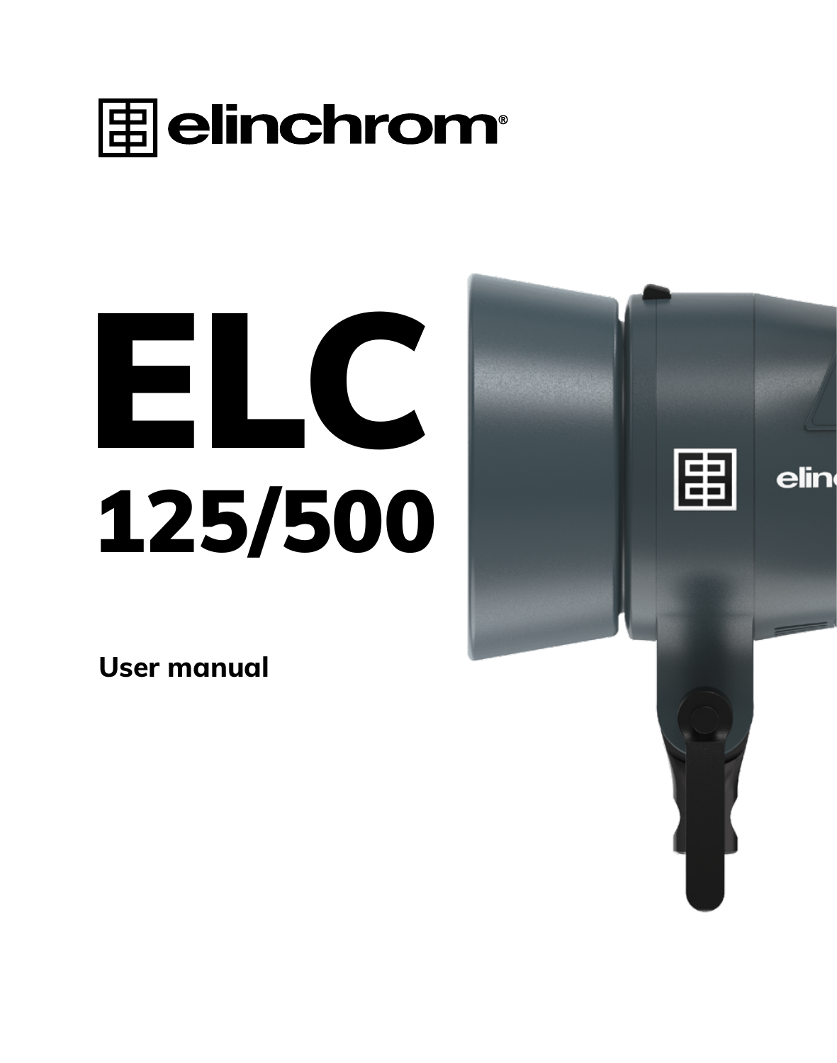elinchrom

# ELC

## 125/500

**User manual**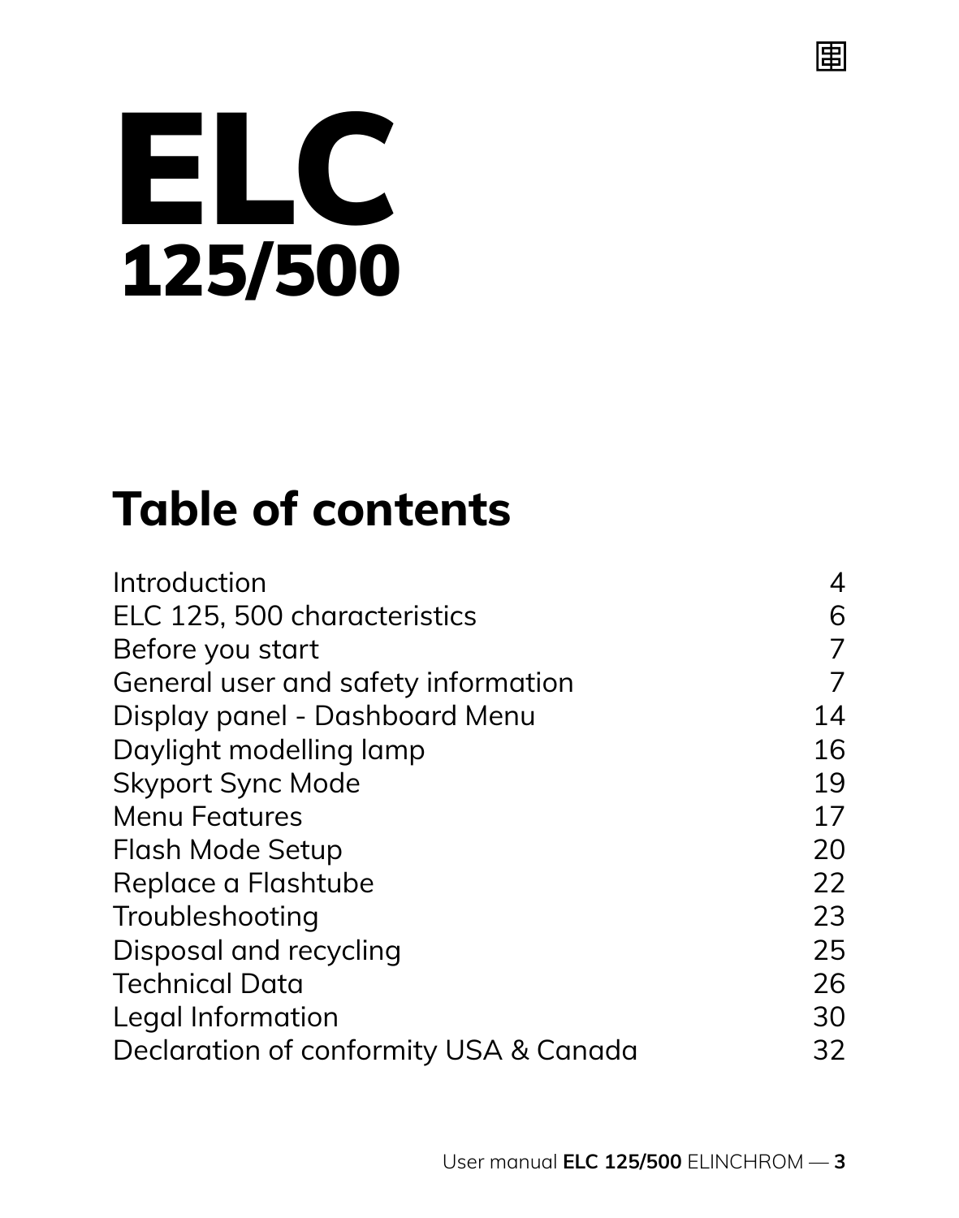# ELC

## 125/500

## Table of contents

| | |
|---|---|
| Introduction | 4 |
| ELC 125, 500 characteristics | 6 |
| Before you start | 7 |
| General user and safety information | 7 |
| Display panel - Dashboard Menu | 14 |
| Daylight modelling lamp | 16 |
| Skyport Sync Mode | 19 |
| Menu Features | 17 |
| Flash Mode Setup | 20 |
| Replace a Flashtube | 22 |
| Troubleshooting | 23 |
| Disposal and recycling | 25 |
| Technical Data | 26 |
| Legal Information | 30 |
| Declaration of conformity USA & Canada | 32 |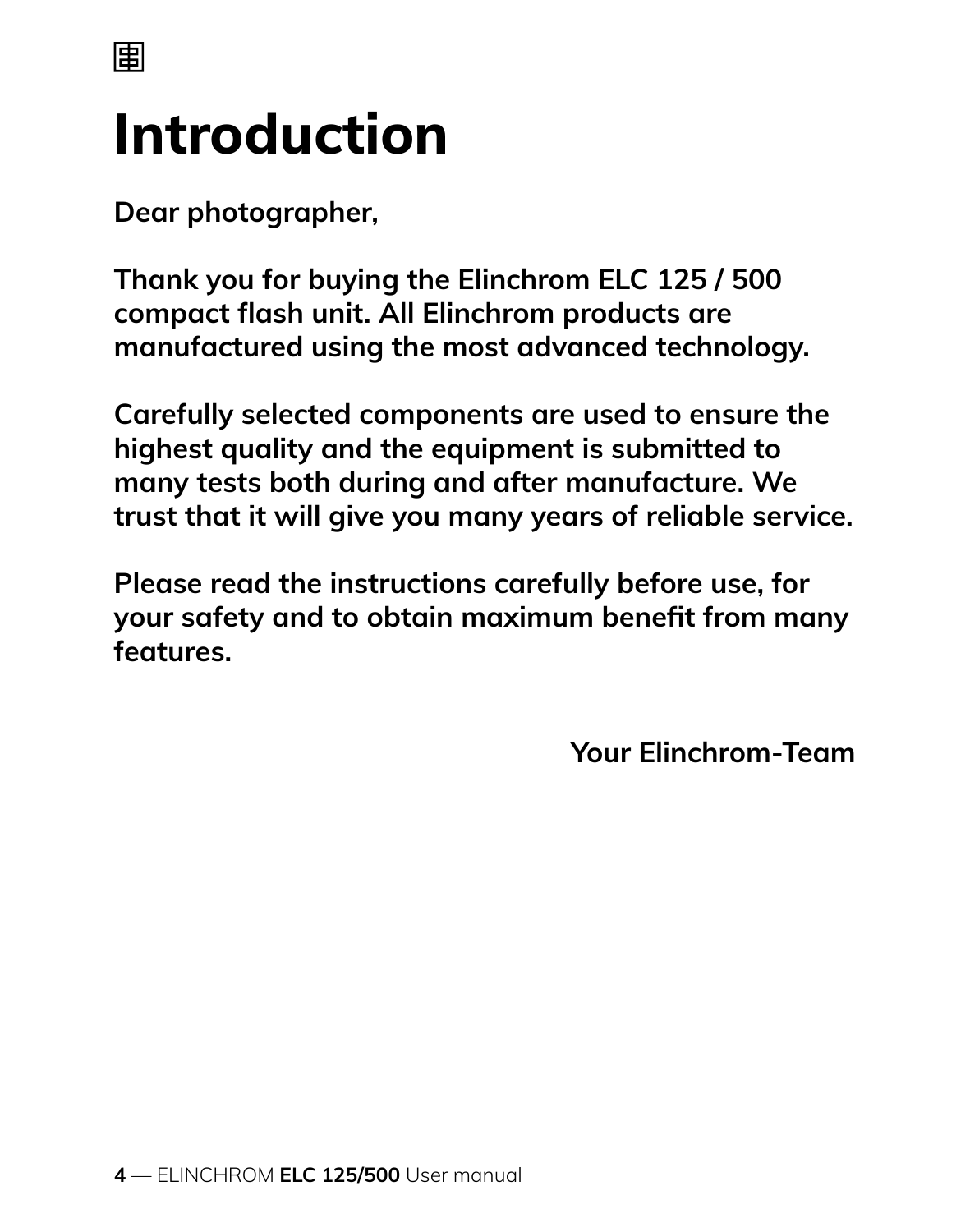# Introduction

**Dear photographer,**

**Thank you for buying the Elinchrom ELC 125 / 500 compact flash unit. All Elinchrom products are manufactured using the most advanced technology.**

**Carefully selected components are used to ensure the highest quality and the equipment is submitted to many tests both during and after manufacture. We trust that it will give you many years of reliable service.**

**Please read the instructions carefully before use, for your safety and to obtain maximum benefit from many features.**

**Your Elinchrom-Team**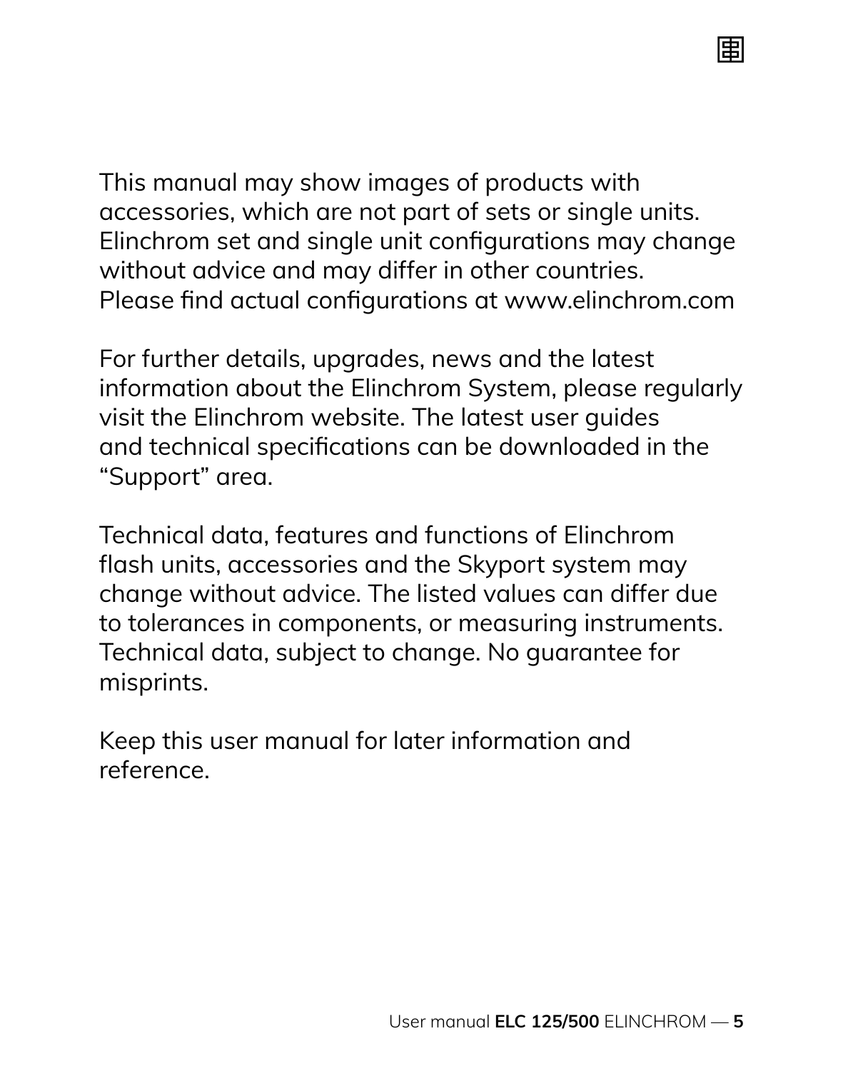This manual may show images of products with accessories, which are not part of sets or single units. Elinchrom set and single unit configurations may change without advice and may differ in other countries. Please find actual configurations at www.elinchrom.com

For further details, upgrades, news and the latest information about the Elinchrom System, please regularly visit the Elinchrom website. The latest user guides and technical specifications can be downloaded in the "Support" area.

Technical data, features and functions of Elinchrom flash units, accessories and the Skyport system may change without advice. The listed values can differ due to tolerances in components, or measuring instruments. Technical data, subject to change. No guarantee for misprints.

Keep this user manual for later information and reference.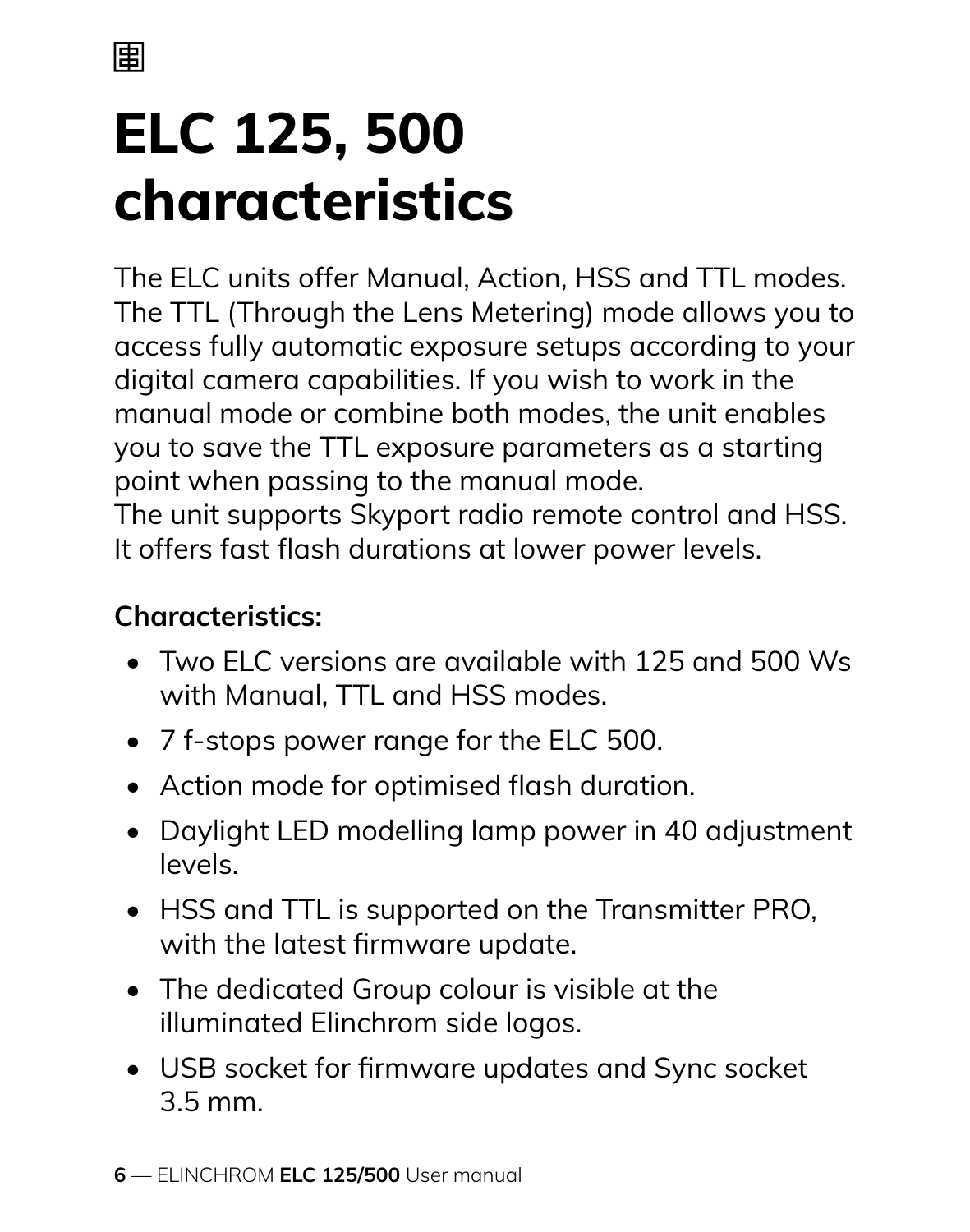# ELC 125, 500 characteristics

The ELC units offer Manual, Action, HSS and TTL modes. The TTL (Through the Lens Metering) mode allows you to access fully automatic exposure setups according to your digital camera capabilities. If you wish to work in the manual mode or combine both modes, the unit enables you to save the TTL exposure parameters as a starting point when passing to the manual mode.
The unit supports Skyport radio remote control and HSS. It offers fast flash durations at lower power levels.

**Characteristics:**

- Two ELC versions are available with 125 and 500 Ws with Manual, TTL and HSS modes.
- 7 f-stops power range for the ELC 500.
- Action mode for optimised flash duration.
- Daylight LED modelling lamp power in 40 adjustment levels.
- HSS and TTL is supported on the Transmitter PRO, with the latest firmware update.
- The dedicated Group colour is visible at the illuminated Elinchrom side logos.
- USB socket for firmware updates and Sync socket 3.5 mm.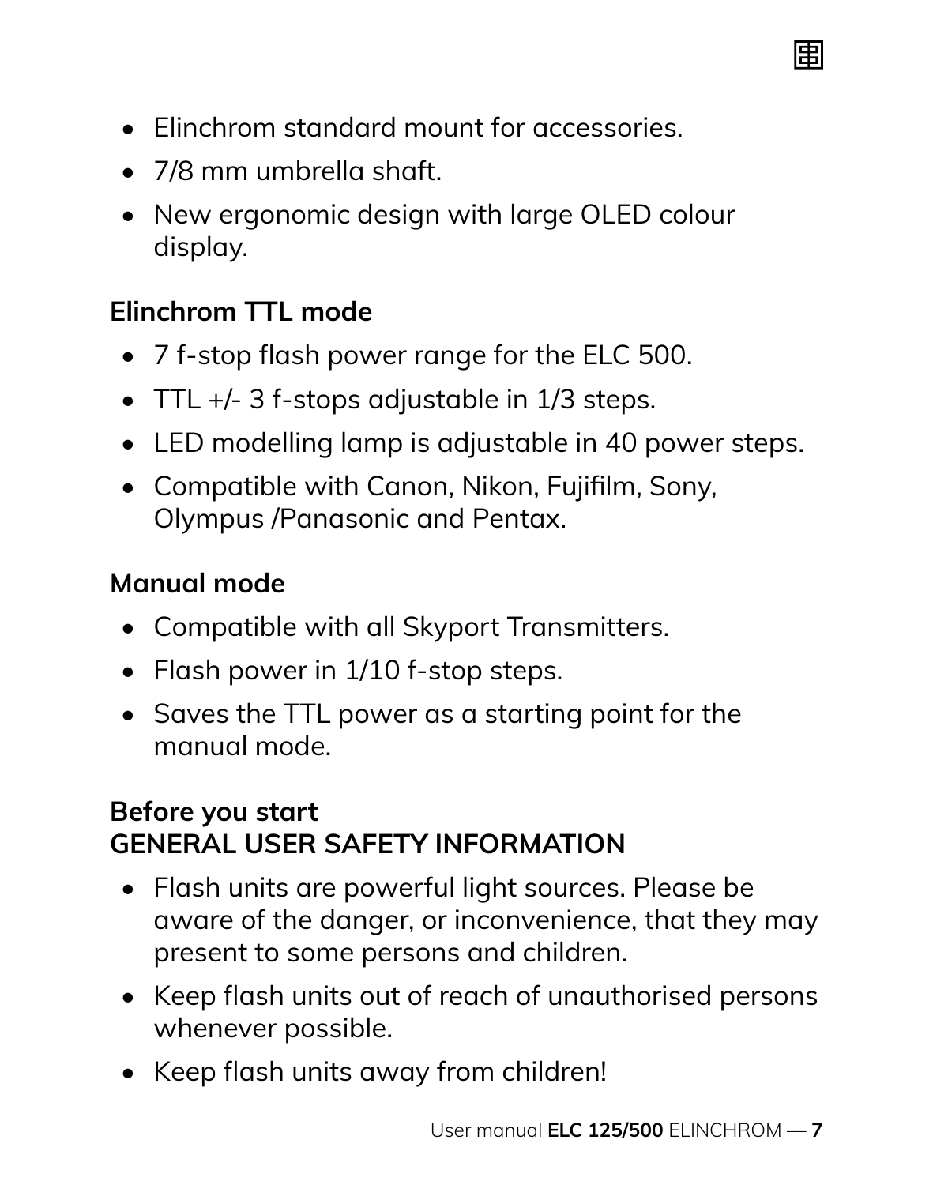- Elinchrom standard mount for accessories.
- 7/8 mm umbrella shaft.
- New ergonomic design with large OLED colour display.

### Elinchrom TTL mode

- 7 f-stop flash power range for the ELC 500.
- TTL +/- 3 f-stops adjustable in 1/3 steps.
- LED modelling lamp is adjustable in 40 power steps.
- Compatible with Canon, Nikon, Fujifilm, Sony, Olympus /Panasonic and Pentax.

### Manual mode

- Compatible with all Skyport Transmitters.
- Flash power in 1/10 f-stop steps.
- Saves the TTL power as a starting point for the manual mode.

### Before you start
### GENERAL USER SAFETY INFORMATION

- Flash units are powerful light sources. Please be aware of the danger, or inconvenience, that they may present to some persons and children.
- Keep flash units out of reach of unauthorised persons whenever possible.
- Keep flash units away from children!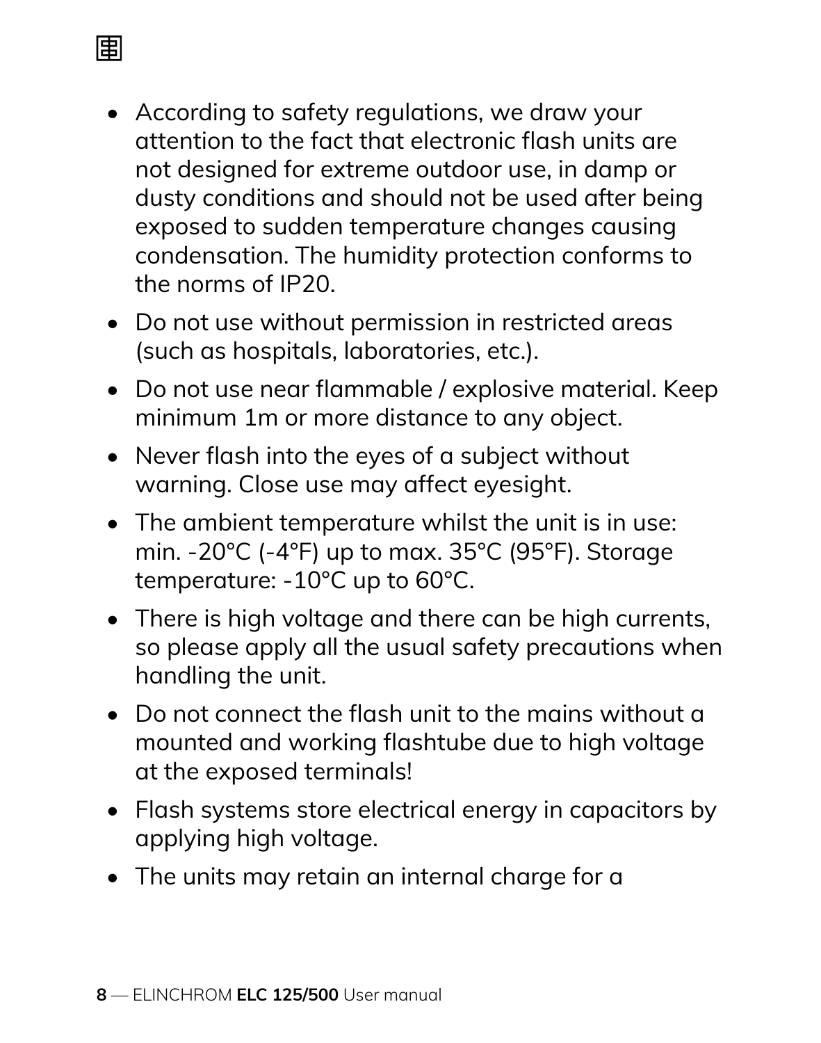- According to safety regulations, we draw your attention to the fact that electronic flash units are not designed for extreme outdoor use, in damp or dusty conditions and should not be used after being exposed to sudden temperature changes causing condensation. The humidity protection conforms to the norms of IP20.
- Do not use without permission in restricted areas (such as hospitals, laboratories, etc.).
- Do not use near flammable / explosive material. Keep minimum 1m or more distance to any object.
- Never flash into the eyes of a subject without warning. Close use may affect eyesight.
- The ambient temperature whilst the unit is in use: min. -20°C (-4°F) up to max. 35°C (95°F). Storage temperature: -10°C up to 60°C.
- There is high voltage and there can be high currents, so please apply all the usual safety precautions when handling the unit.
- Do not connect the flash unit to the mains without a mounted and working flashtube due to high voltage at the exposed terminals!
- Flash systems store electrical energy in capacitors by applying high voltage.
- The units may retain an internal charge for a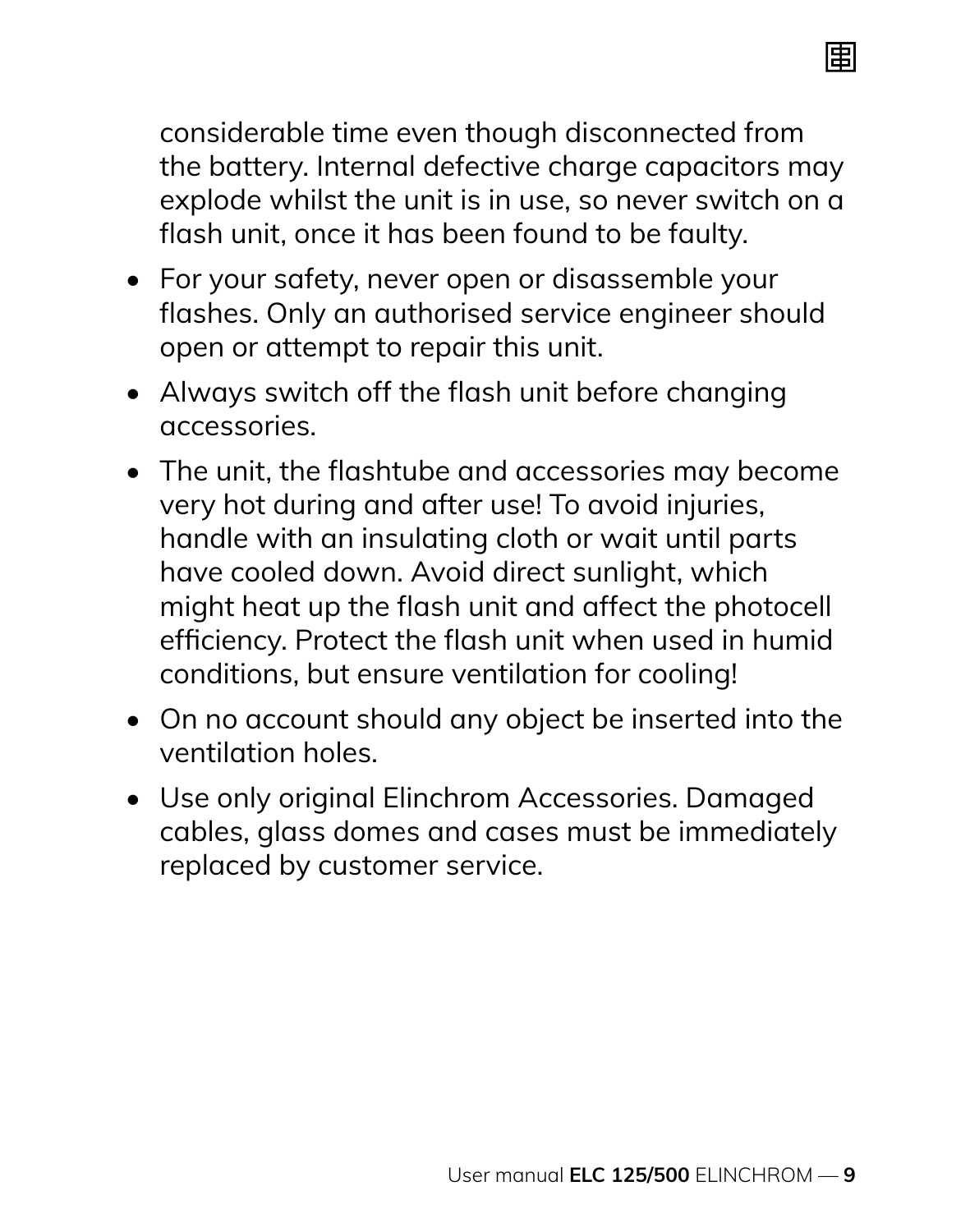considerable time even though disconnected from the battery. Internal defective charge capacitors may explode whilst the unit is in use, so never switch on a flash unit, once it has been found to be faulty.

- For your safety, never open or disassemble your flashes. Only an authorised service engineer should open or attempt to repair this unit.
- Always switch off the flash unit before changing accessories.
- The unit, the flashtube and accessories may become very hot during and after use! To avoid injuries, handle with an insulating cloth or wait until parts have cooled down. Avoid direct sunlight, which might heat up the flash unit and affect the photocell efficiency. Protect the flash unit when used in humid conditions, but ensure ventilation for cooling!
- On no account should any object be inserted into the ventilation holes.
- Use only original Elinchrom Accessories. Damaged cables, glass domes and cases must be immediately replaced by customer service.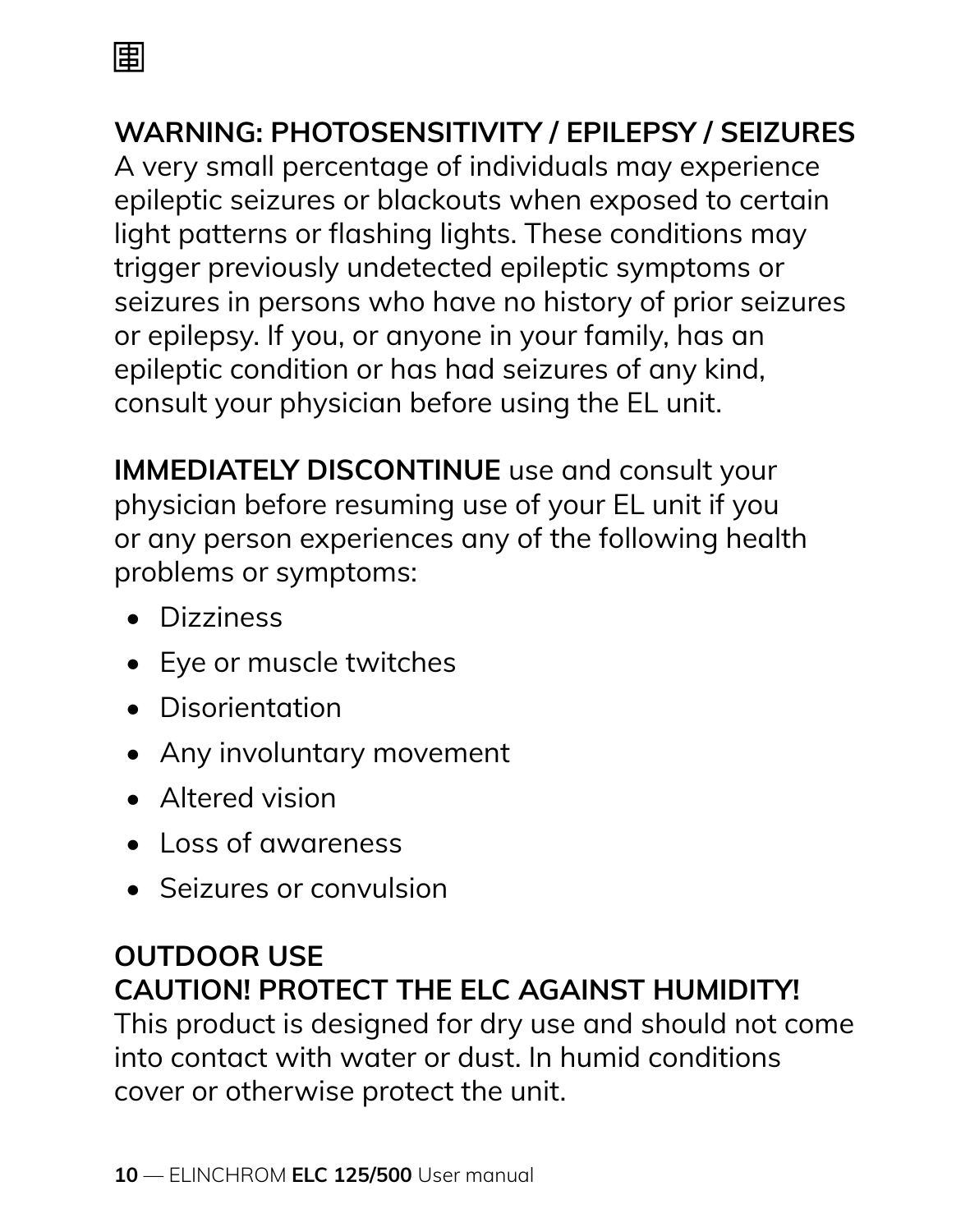## WARNING: PHOTOSENSITIVITY / EPILEPSY / SEIZURES

A very small percentage of individuals may experience epileptic seizures or blackouts when exposed to certain light patterns or flashing lights. These conditions may trigger previously undetected epileptic symptoms or seizures in persons who have no history of prior seizures or epilepsy. If you, or anyone in your family, has an epileptic condition or has had seizures of any kind, consult your physician before using the EL unit.

**IMMEDIATELY DISCONTINUE** use and consult your physician before resuming use of your EL unit if you or any person experiences any of the following health problems or symptoms:

- Dizziness
- Eye or muscle twitches
- Disorientation
- Any involuntary movement
- Altered vision
- Loss of awareness
- Seizures or convulsion

## OUTDOOR USE

## CAUTION! PROTECT THE ELC AGAINST HUMIDITY!

This product is designed for dry use and should not come into contact with water or dust. In humid conditions cover or otherwise protect the unit.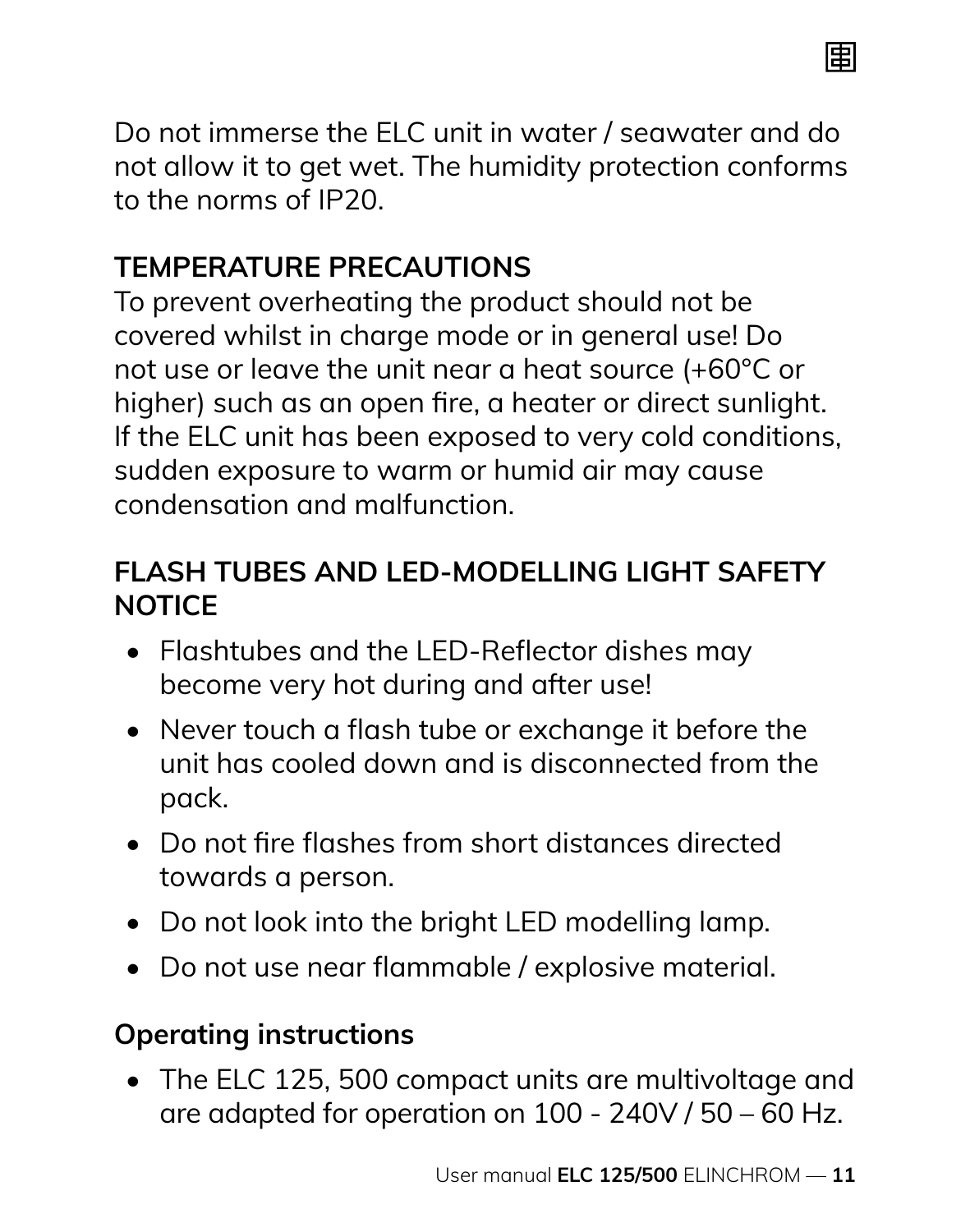Do not immerse the ELC unit in water / seawater and do not allow it to get wet. The humidity protection conforms to the norms of IP20.

## TEMPERATURE PRECAUTIONS

To prevent overheating the product should not be covered whilst in charge mode or in general use! Do not use or leave the unit near a heat source (+60°C or higher) such as an open fire, a heater or direct sunlight. If the ELC unit has been exposed to very cold conditions, sudden exposure to warm or humid air may cause condensation and malfunction.

## FLASH TUBES AND LED-MODELLING LIGHT SAFETY NOTICE

- Flashtubes and the LED-Reflector dishes may become very hot during and after use!
- Never touch a flash tube or exchange it before the unit has cooled down and is disconnected from the pack.
- Do not fire flashes from short distances directed towards a person.
- Do not look into the bright LED modelling lamp.
- Do not use near flammable / explosive material.

## Operating instructions

- The ELC 125, 500 compact units are multivoltage and are adapted for operation on 100 - 240V / 50 – 60 Hz.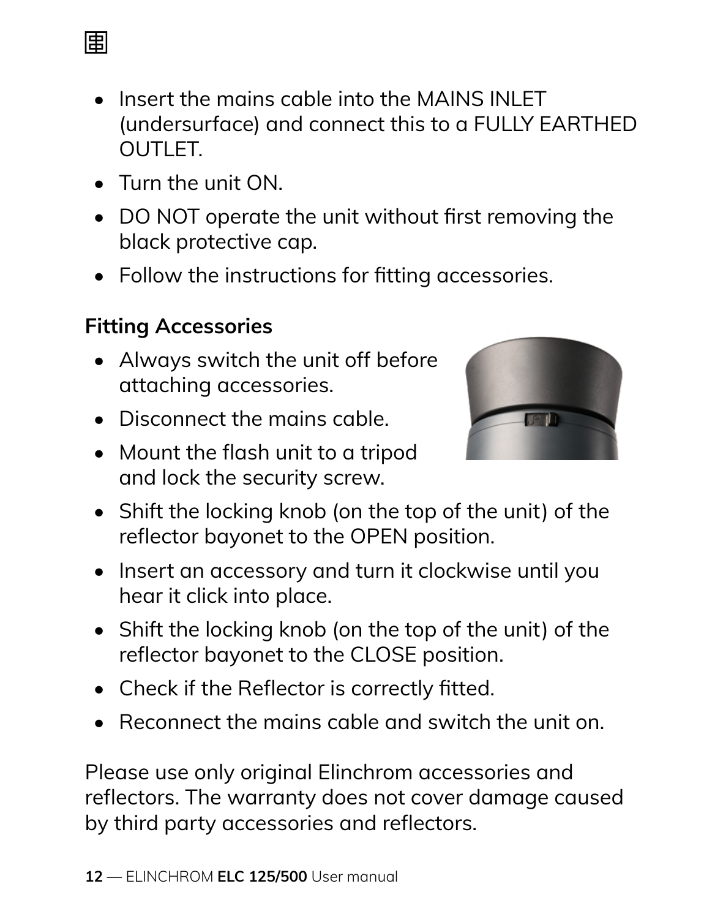- Insert the mains cable into the MAINS INLET (undersurface) and connect this to a FULLY EARTHED OUTLET.
- Turn the unit ON.
- DO NOT operate the unit without first removing the black protective cap.
- Follow the instructions for fitting accessories.

**Fitting Accessories**

- Always switch the unit off before attaching accessories.
- Disconnect the mains cable.
- Mount the flash unit to a tripod and lock the security screw.
- Shift the locking knob (on the top of the unit) of the reflector bayonet to the OPEN position.
- Insert an accessory and turn it clockwise until you hear it click into place.
- Shift the locking knob (on the top of the unit) of the reflector bayonet to the CLOSE position.
- Check if the Reflector is correctly fitted.
- Reconnect the mains cable and switch the unit on.

Please use only original Elinchrom accessories and reflectors. The warranty does not cover damage caused by third party accessories and reflectors.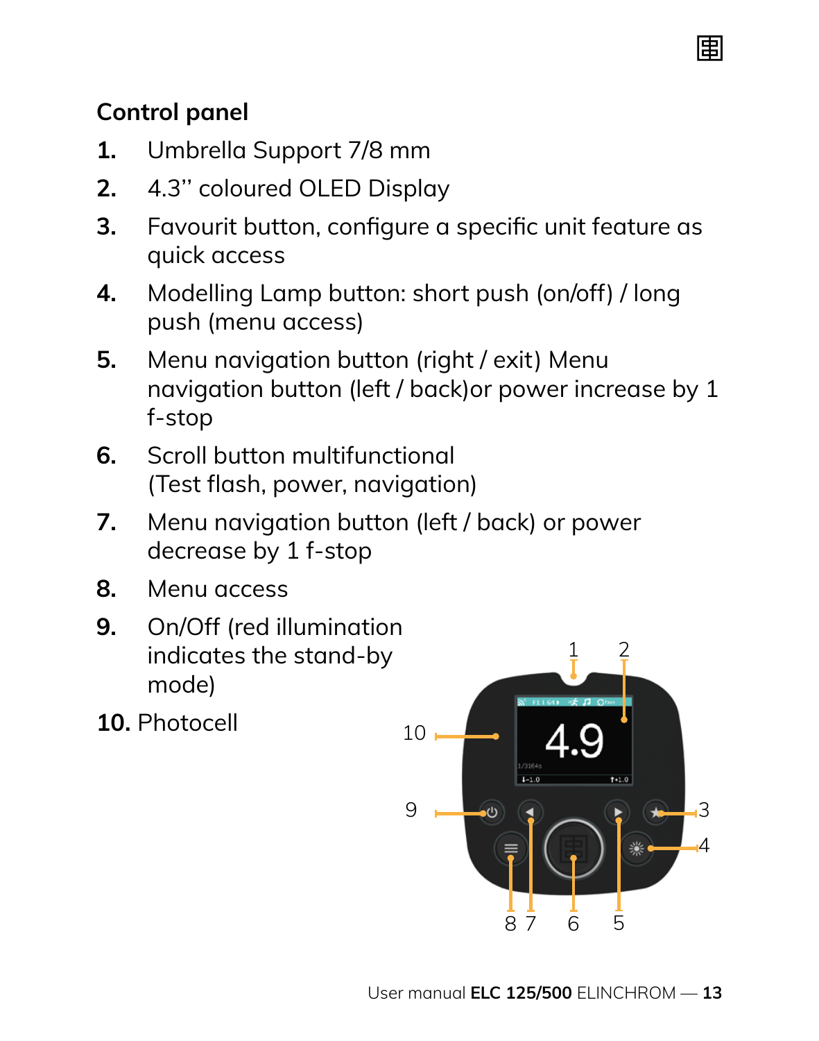## Control panel

1. Umbrella Support 7/8 mm
2. 4.3'' coloured OLED Display
3. Favourit button, configure a specific unit feature as quick access
4. Modelling Lamp button: short push (on/off) / long push (menu access)
5. Menu navigation button (right / exit) Menu navigation button (left / back)or power increase by 1 f-stop
6. Scroll button multifunctional (Test flash, power, navigation)
7. Menu navigation button (left / back) or power decrease by 1 f-stop
8. Menu access
9. On/Off (red illumination indicates the stand-by mode)
10. Photocell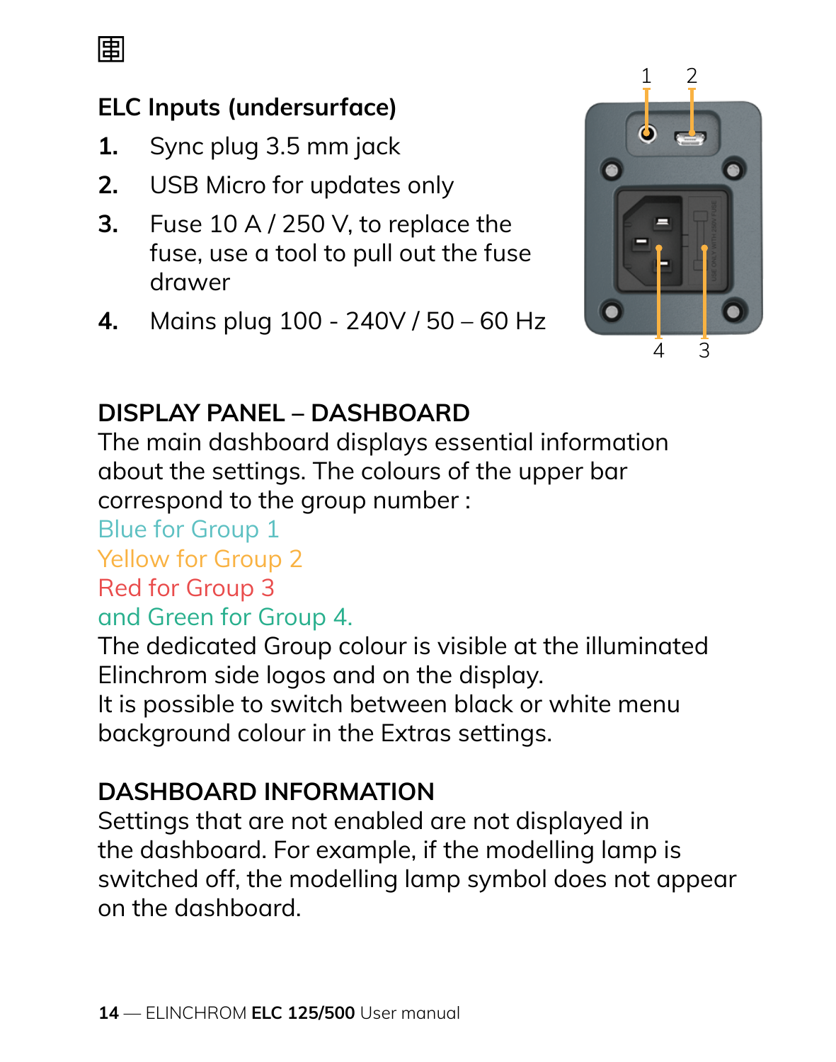## ELC Inputs (undersurface)

1. Sync plug 3.5 mm jack
2. USB Micro for updates only
3. Fuse 10 A / 250 V, to replace the fuse, use a tool to pull out the fuse drawer
4. Mains plug 100 - 240V / 50 – 60 Hz

## DISPLAY PANEL – DASHBOARD

The main dashboard displays essential information about the settings. The colours of the upper bar correspond to the group number :
Blue for Group 1
Yellow for Group 2
Red for Group 3
and Green for Group 4.
The dedicated Group colour is visible at the illuminated Elinchrom side logos and on the display.
It is possible to switch between black or white menu background colour in the Extras settings.

## DASHBOARD INFORMATION

Settings that are not enabled are not displayed in the dashboard. For example, if the modelling lamp is switched off, the modelling lamp symbol does not appear on the dashboard.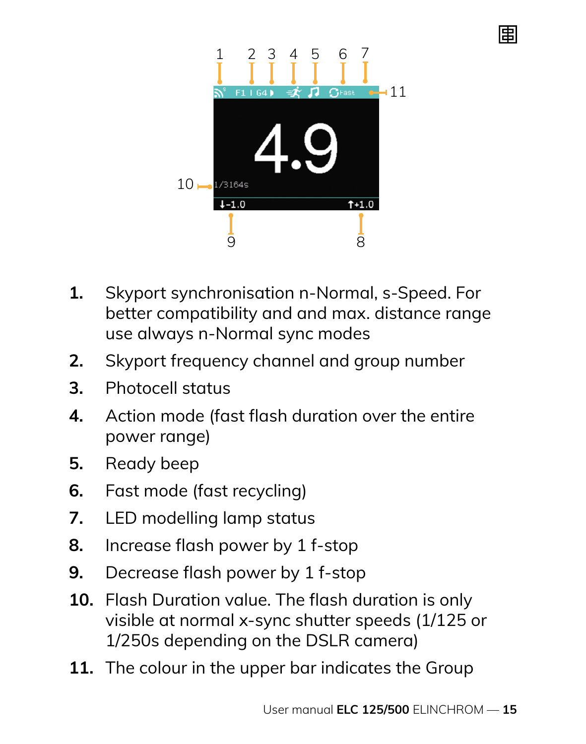1. Skyport synchronisation n-Normal, s-Speed. For better compatibility and and max. distance range use always n-Normal sync modes
2. Skyport frequency channel and group number
3. Photocell status
4. Action mode (fast flash duration over the entire power range)
5. Ready beep
6. Fast mode (fast recycling)
7. LED modelling lamp status
8. Increase flash power by 1 f-stop
9. Decrease flash power by 1 f-stop
10. Flash Duration value. The flash duration is only visible at normal x-sync shutter speeds (1/125 or 1/250s depending on the DSLR camera)
11. The colour in the upper bar indicates the Group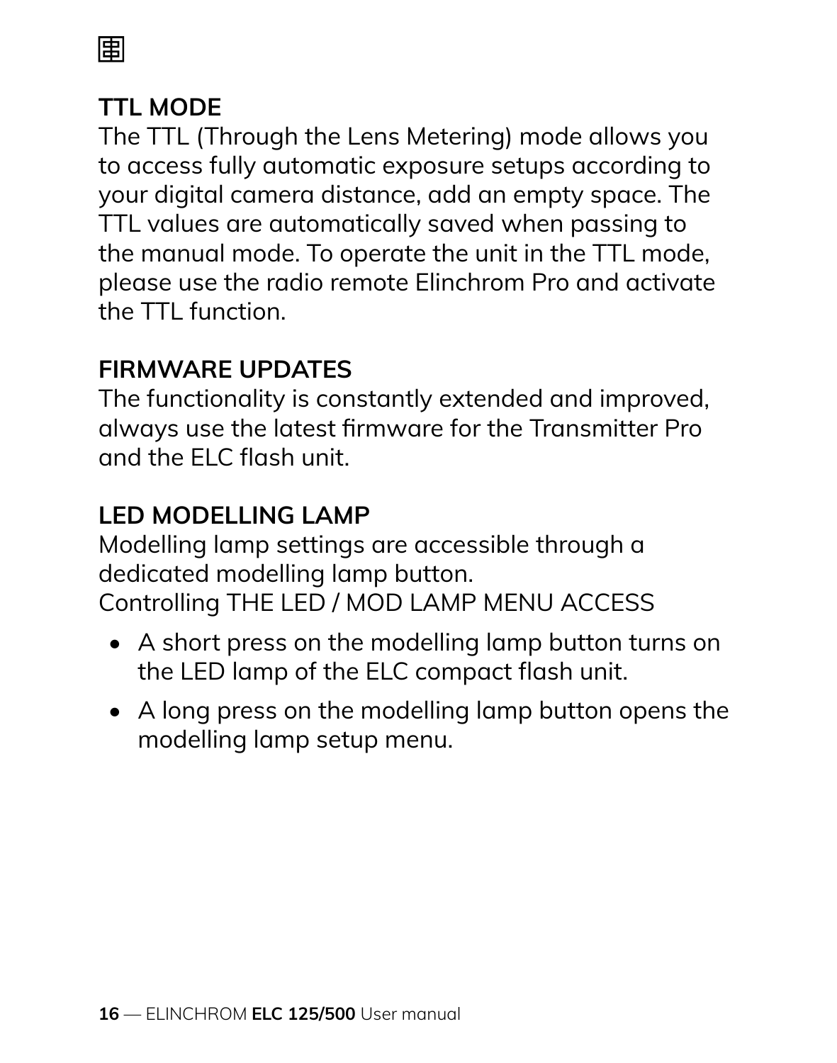## TTL MODE

The TTL (Through the Lens Metering) mode allows you to access fully automatic exposure setups according to your digital camera distance, add an empty space. The TTL values are automatically saved when passing to the manual mode. To operate the unit in the TTL mode, please use the radio remote Elinchrom Pro and activate the TTL function.

## FIRMWARE UPDATES

The functionality is constantly extended and improved, always use the latest firmware for the Transmitter Pro and the ELC flash unit.

## LED MODELLING LAMP

Modelling lamp settings are accessible through a dedicated modelling lamp button.
Controlling THE LED / MOD LAMP MENU ACCESS

- A short press on the modelling lamp button turns on the LED lamp of the ELC compact flash unit.
- A long press on the modelling lamp button opens the modelling lamp setup menu.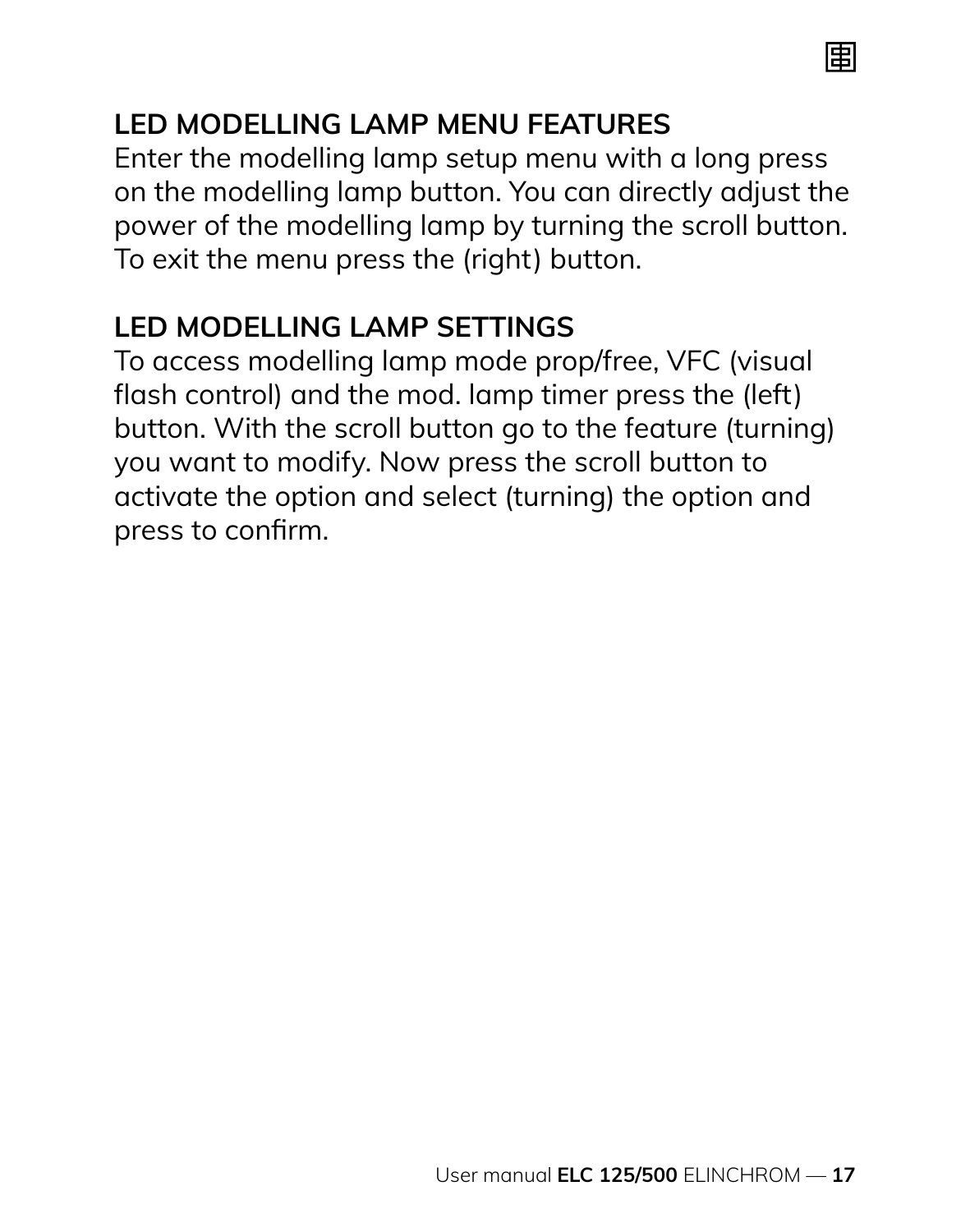## LED MODELLING LAMP MENU FEATURES

Enter the modelling lamp setup menu with a long press on the modelling lamp button. You can directly adjust the power of the modelling lamp by turning the scroll button. To exit the menu press the (right) button.

## LED MODELLING LAMP SETTINGS

To access modelling lamp mode prop/free, VFC (visual flash control) and the mod. lamp timer press the (left) button. With the scroll button go to the feature (turning) you want to modify. Now press the scroll button to activate the option and select (turning) the option and press to confirm.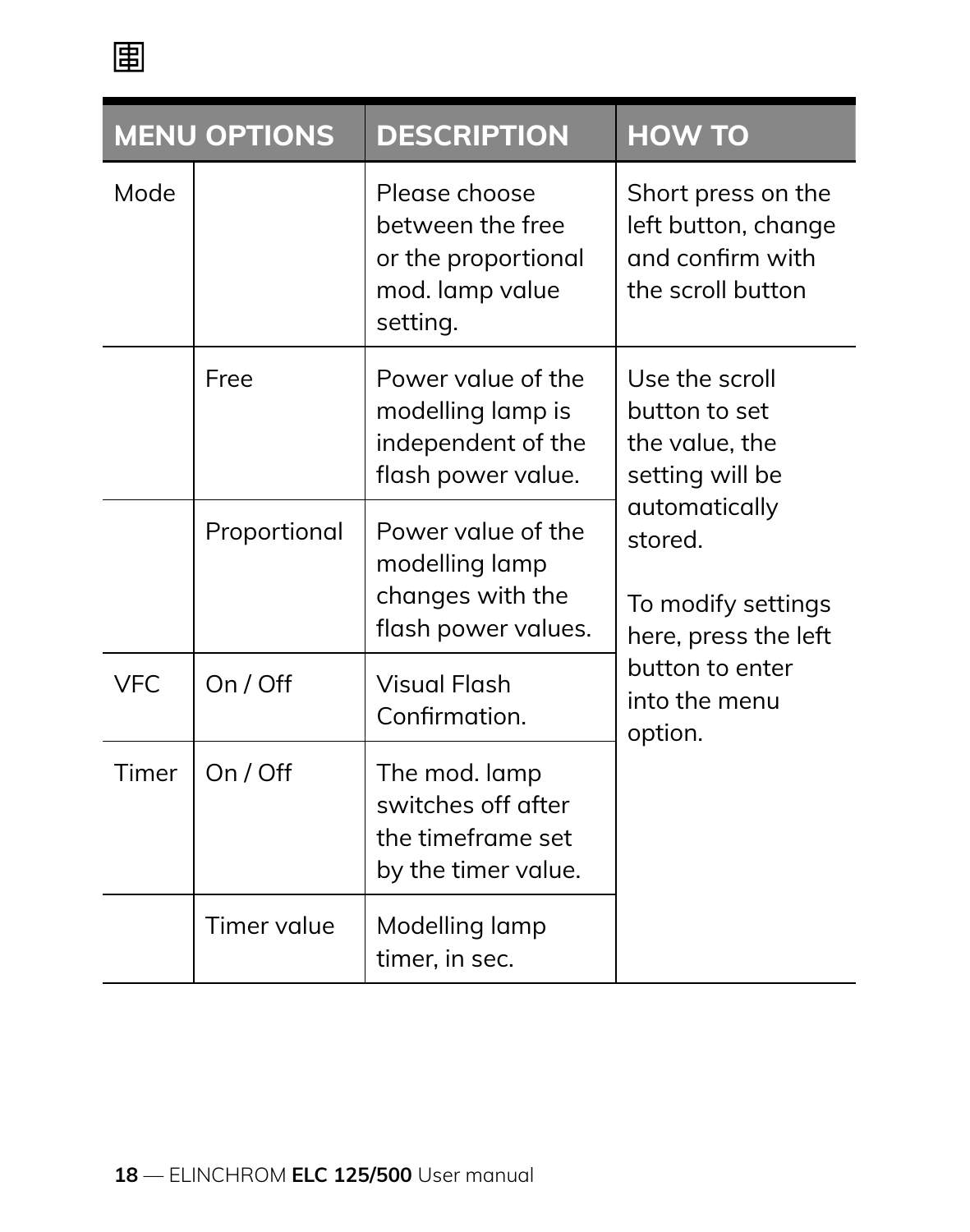| MENU OPTIONS | | DESCRIPTION | HOW TO |
|---|---|---|---|
| Mode | | Please choose between the free or the proportional mod. lamp value setting. | Short press on the left button, change and confirm with the scroll button |
| | Free | Power value of the modelling lamp is independent of the flash power value. | Use the scroll button to set the value, the setting will be automatically stored.<br><br>To modify settings here, press the left button to enter into the menu option. |
| | Proportional | Power value of the modelling lamp changes with the flash power values. | |
| VFC | On / Off | Visual Flash Confirmation. | |
| Timer | On / Off | The mod. lamp switches off after the timeframe set by the timer value. | |
| | Timer value | Modelling lamp timer, in sec. | |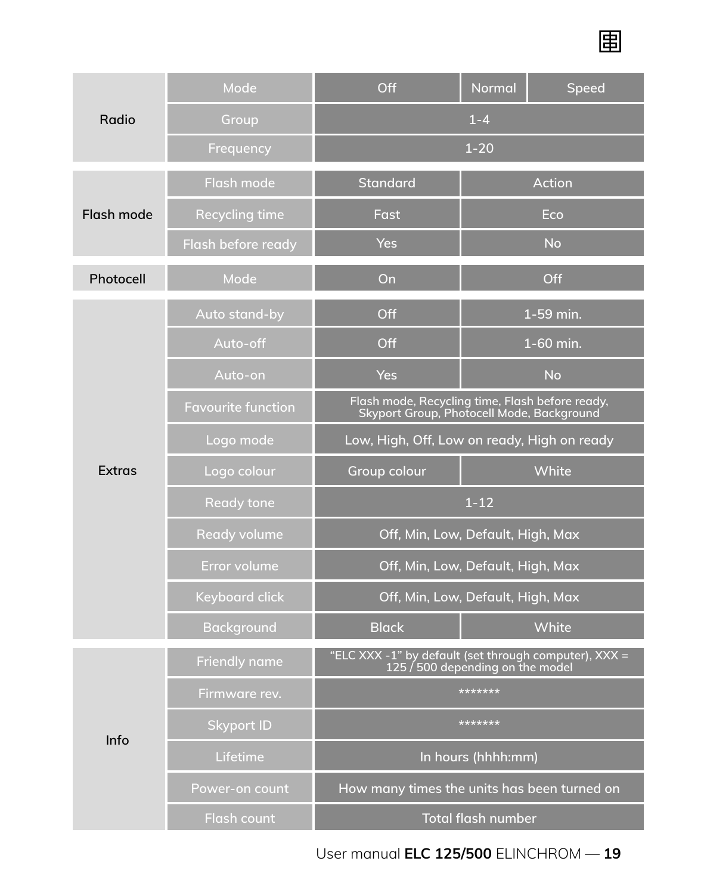| | | | | |
|---|---|---|---|---|
| Radio | Mode | Off | Normal | Speed |
| | Group | 1-4 | | |
| | Frequency | 1-20 | | |
| Flash mode | Flash mode | Standard | Action | |
| | Recycling time | Fast | Eco | |
| | Flash before ready | Yes | No | |
| Photocell | Mode | On | Off | |
| Extras | Auto stand-by | Off | 1-59 min. | |
| | Auto-off | Off | 1-60 min. | |
| | Auto-on | Yes | No | |
| | Favourite function | Flash mode, Recycling time, Flash before ready, Skyport Group, Photocell Mode, Background | | |
| | Logo mode | Low, High, Off, Low on ready, High on ready | | |
| | Logo colour | Group colour | White | |
| | Ready tone | 1-12 | | |
| | Ready volume | Off, Min, Low, Default, High, Max | | |
| | Error volume | Off, Min, Low, Default, High, Max | | |
| | Keyboard click | Off, Min, Low, Default, High, Max | | |
| | Background | Black | White | |
| Info | Friendly name | "ELC XXX -1" by default (set through computer), XXX = 125 / 500 depending on the model | | |
| | Firmware rev. | ******* | | |
| | Skyport ID | ******* | | |
| | Lifetime | In hours (hhhh:mm) | | |
| | Power-on count | How many times the units has been turned on | | |
| | Flash count | Total flash number | | |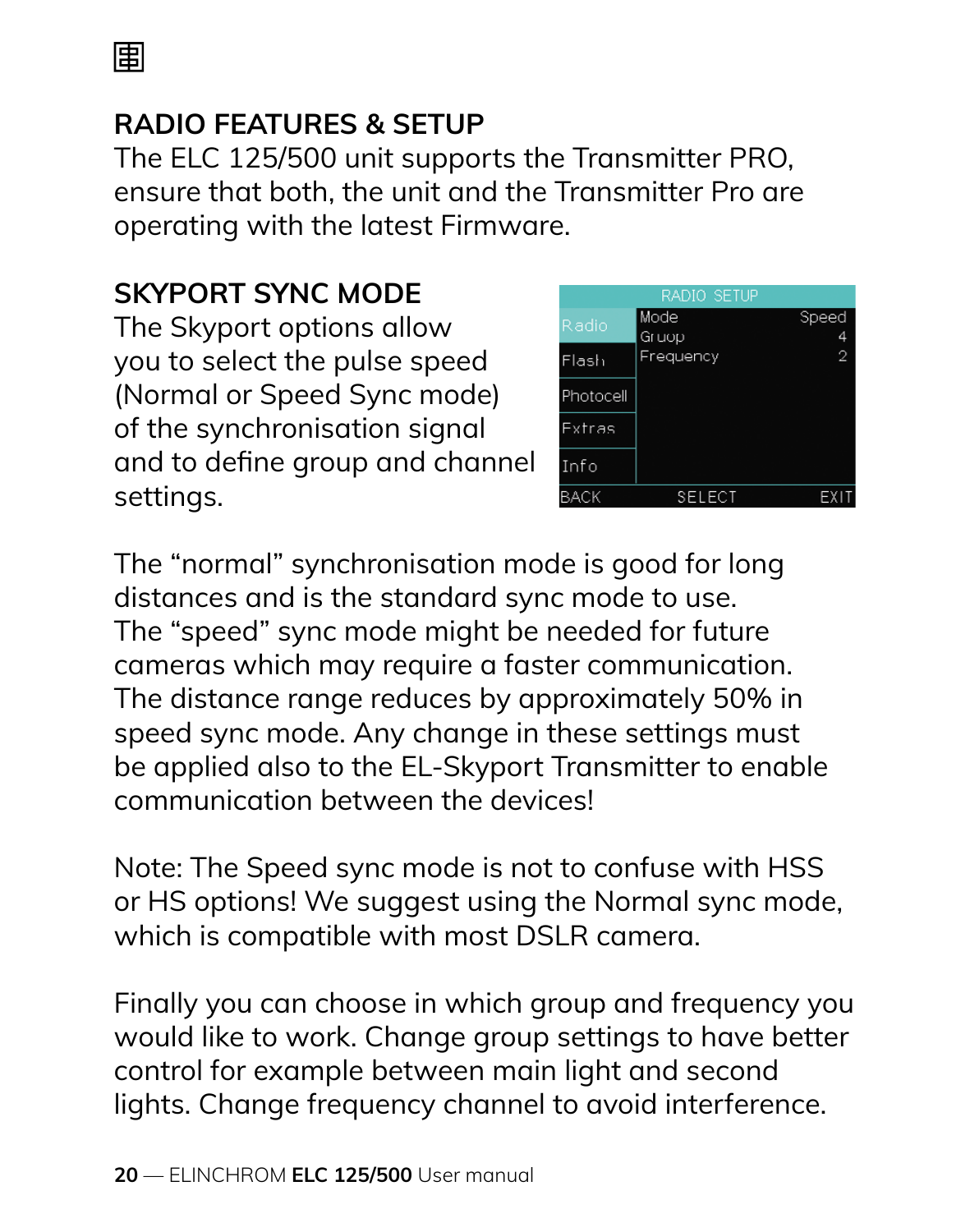## RADIO FEATURES & SETUP

The ELC 125/500 unit supports the Transmitter PRO, ensure that both, the unit and the Transmitter Pro are operating with the latest Firmware.

## SKYPORT SYNC MODE

The Skyport options allow you to select the pulse speed (Normal or Speed Sync mode) of the synchronisation signal and to define group and channel settings.

The “normal” synchronisation mode is good for long distances and is the standard sync mode to use. The “speed” sync mode might be needed for future cameras which may require a faster communication. The distance range reduces by approximately 50% in speed sync mode. Any change in these settings must be applied also to the EL-Skyport Transmitter to enable communication between the devices!

Note: The Speed sync mode is not to confuse with HSS or HS options! We suggest using the Normal sync mode, which is compatible with most DSLR camera.

Finally you can choose in which group and frequency you would like to work. Change group settings to have better control for example between main light and second lights. Change frequency channel to avoid interference.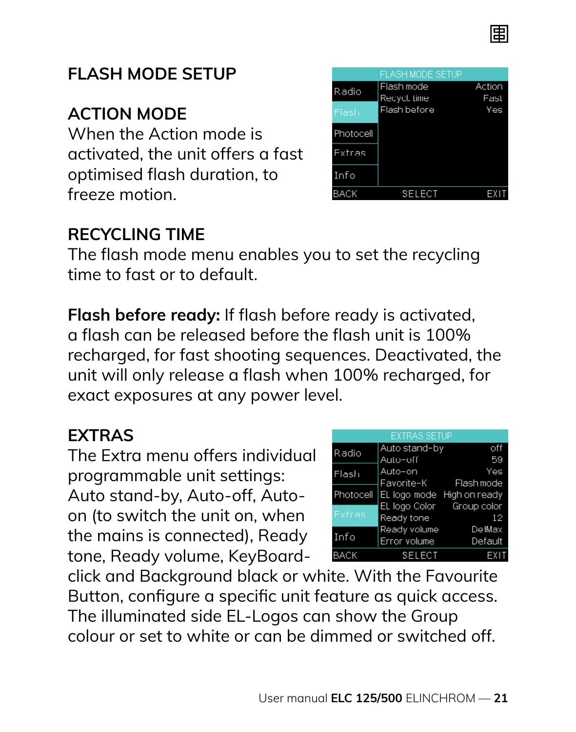## FLASH MODE SETUP

| FLASH MODE SETUP | | |
|---|---|---|
| Radio | Flash mode | Action |
| Flash | Recycl. time | Fast |
| Photocell | Flash before | Yes |
| Extras | | |
| Info | | |
| BACK | SELECT | EXIT |

### ACTION MODE

When the Action mode is activated, the unit offers a fast optimised flash duration, to freeze motion.

### RECYCLING TIME

The flash mode menu enables you to set the recycling time to fast or to default.

**Flash before ready:** If flash before ready is activated, a flash can be released before the flash unit is 100% recharged, for fast shooting sequences. Deactivated, the unit will only release a flash when 100% recharged, for exact exposures at any power level.

### EXTRAS

| EXTRAS SETUP | | |
|---|---|---|
| Radio | Auto stand-by | off |
| | Auto-off | 59 |
| Flash | Auto-on | Yes |
| | Favorite-K | Flash mode |
| Photocell | EL logo mode | High on ready |
| | EL logo Color | Group color |
| Extras | Ready tone | 12 |
| Info | Ready volume | DefMax |
| | Error volume | Default |
| BACK | SELECT | EXIT |

The Extra menu offers individual programmable unit settings: Auto stand-by, Auto-off, Auto-on (to switch the unit on, when the mains is connected), Ready tone, Ready volume, KeyBoard-click and Background black or white. With the Favourite Button, configure a specific unit feature as quick access. The illuminated side EL-Logos can show the Group colour or set to white or can be dimmed or switched off.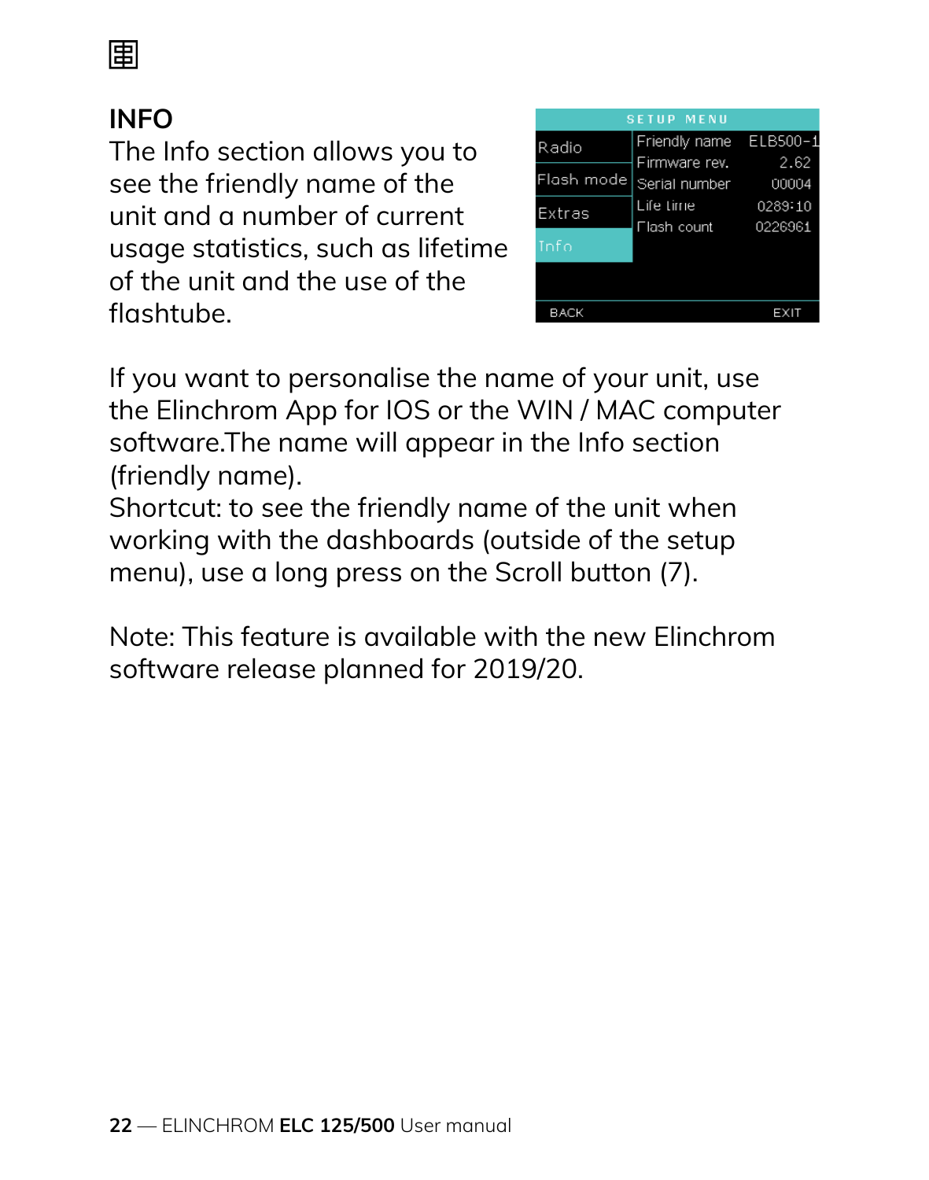## INFO

The Info section allows you to see the friendly name of the unit and a number of current usage statistics, such as lifetime of the unit and the use of the flashtube.

| SETUP MENU | | |
|---|---|---|
| Radio | Friendly name | ELB500-1 |
| Flash mode | Firmware rev. | 2.62 |
| Extras | Serial number | 00004 |
| Info | Life time | 0289:10 |
| | Flash count | 0226961 |
| BACK | | EXIT |

If you want to personalise the name of your unit, use the Elinchrom App for IOS or the WIN / MAC computer software.The name will appear in the Info section (friendly name).
Shortcut: to see the friendly name of the unit when working with the dashboards (outside of the setup menu), use a long press on the Scroll button (7).

Note: This feature is available with the new Elinchrom software release planned for 2019/20.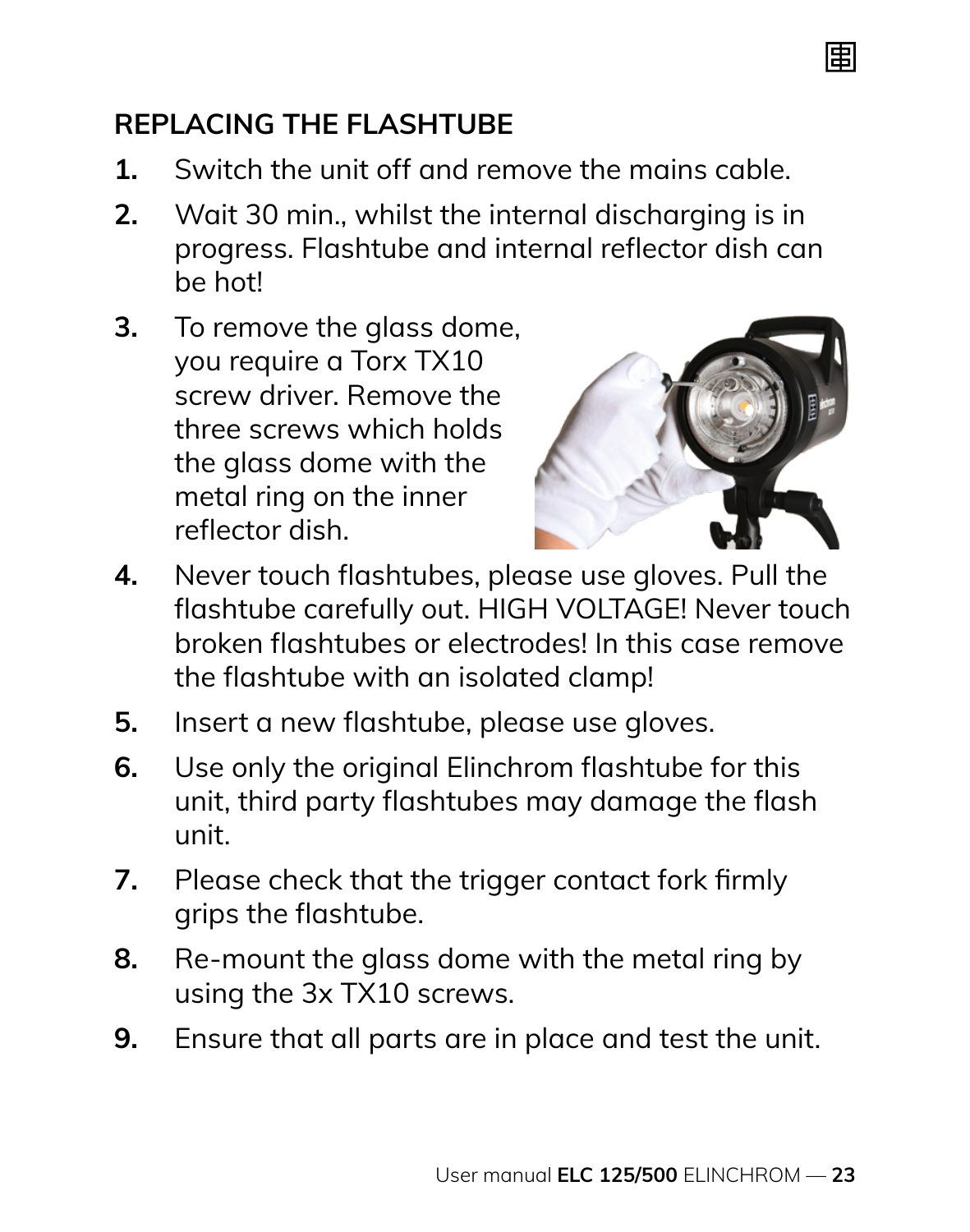## REPLACING THE FLASHTUBE

1. Switch the unit off and remove the mains cable.
2. Wait 30 min., whilst the internal discharging is in progress. Flashtube and internal reflector dish can be hot!
3. To remove the glass dome, you require a Torx TX10 screw driver. Remove the three screws which holds the glass dome with the metal ring on the inner reflector dish.
4. Never touch flashtubes, please use gloves. Pull the flashtube carefully out. HIGH VOLTAGE! Never touch broken flashtubes or electrodes! In this case remove the flashtube with an isolated clamp!
5. Insert a new flashtube, please use gloves.
6. Use only the original Elinchrom flashtube for this unit, third party flashtubes may damage the flash unit.
7. Please check that the trigger contact fork firmly grips the flashtube.
8. Re-mount the glass dome with the metal ring by using the 3x TX10 screws.
9. Ensure that all parts are in place and test the unit.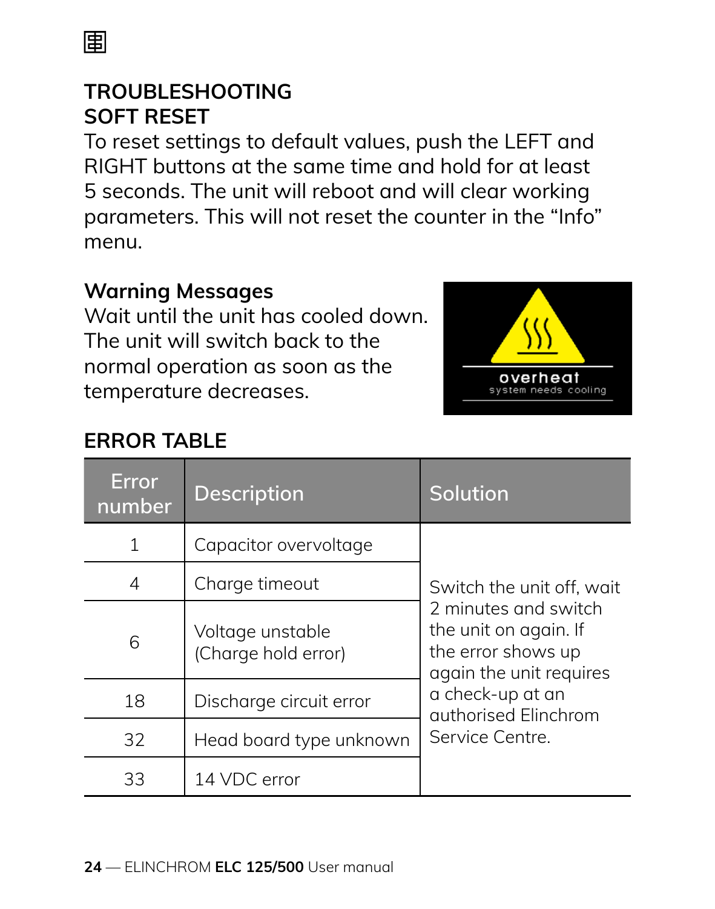# TROUBLESHOOTING

## SOFT RESET

To reset settings to default values, push the LEFT and RIGHT buttons at the same time and hold for at least 5 seconds. The unit will reboot and will clear working parameters. This will not reset the counter in the “Info” menu.

### Warning Messages

Wait until the unit has cooled down. The unit will switch back to the normal operation as soon as the temperature decreases.

overheat
system needs cooling

## ERROR TABLE

| Error number | Description | Solution |
|---|---|---|
| 1 | Capacitor overvoltage | Switch the unit off, wait 2 minutes and switch the unit on again. If the error shows up again the unit requires a check-up at an authorised Elinchrom Service Centre. |
| 4 | Charge timeout | |
| 6 | Voltage unstable (Charge hold error) | |
| 18 | Discharge circuit error | |
| 32 | Head board type unknown | |
| 33 | 14 VDC error | |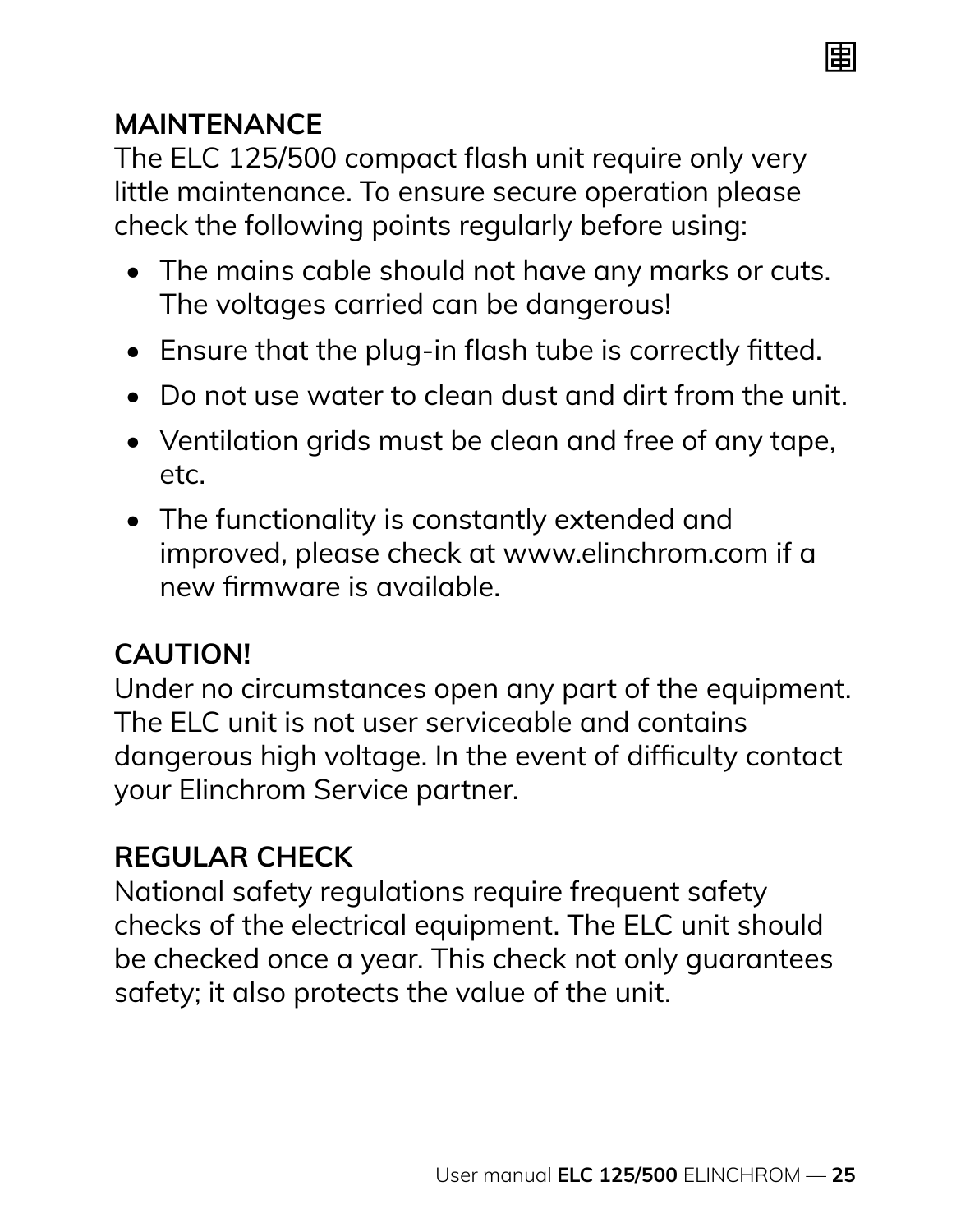## MAINTENANCE

The ELC 125/500 compact flash unit require only very little maintenance. To ensure secure operation please check the following points regularly before using:

- The mains cable should not have any marks or cuts. The voltages carried can be dangerous!
- Ensure that the plug-in flash tube is correctly fitted.
- Do not use water to clean dust and dirt from the unit.
- Ventilation grids must be clean and free of any tape, etc.
- The functionality is constantly extended and improved, please check at www.elinchrom.com if a new firmware is available.

## CAUTION!

Under no circumstances open any part of the equipment. The ELC unit is not user serviceable and contains dangerous high voltage. In the event of difficulty contact your Elinchrom Service partner.

## REGULAR CHECK

National safety regulations require frequent safety checks of the electrical equipment. The ELC unit should be checked once a year. This check not only guarantees safety; it also protects the value of the unit.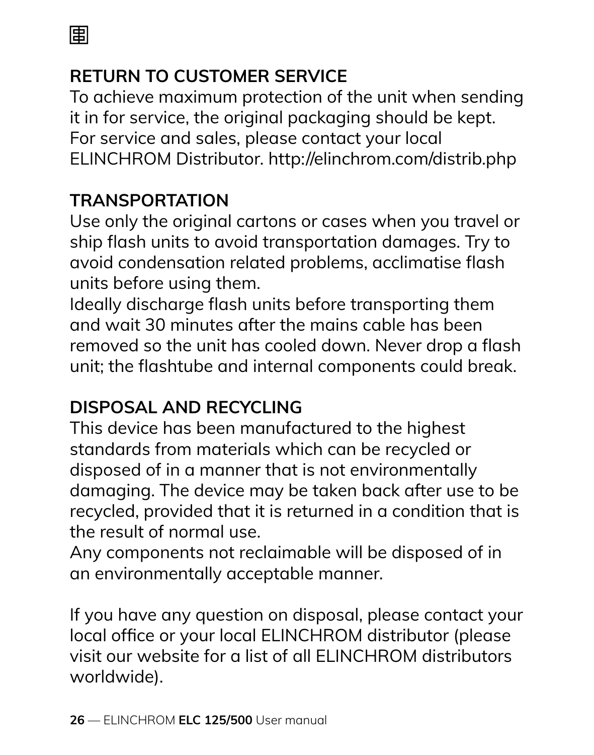## RETURN TO CUSTOMER SERVICE

To achieve maximum protection of the unit when sending it in for service, the original packaging should be kept. For service and sales, please contact your local ELINCHROM Distributor. http://elinchrom.com/distrib.php

## TRANSPORTATION

Use only the original cartons or cases when you travel or ship flash units to avoid transportation damages. Try to avoid condensation related problems, acclimatise flash units before using them.
Ideally discharge flash units before transporting them and wait 30 minutes after the mains cable has been removed so the unit has cooled down. Never drop a flash unit; the flashtube and internal components could break.

## DISPOSAL AND RECYCLING

This device has been manufactured to the highest standards from materials which can be recycled or disposed of in a manner that is not environmentally damaging. The device may be taken back after use to be recycled, provided that it is returned in a condition that is the result of normal use.
Any components not reclaimable will be disposed of in an environmentally acceptable manner.

If you have any question on disposal, please contact your local office or your local ELINCHROM distributor (please visit our website for a list of all ELINCHROM distributors worldwide).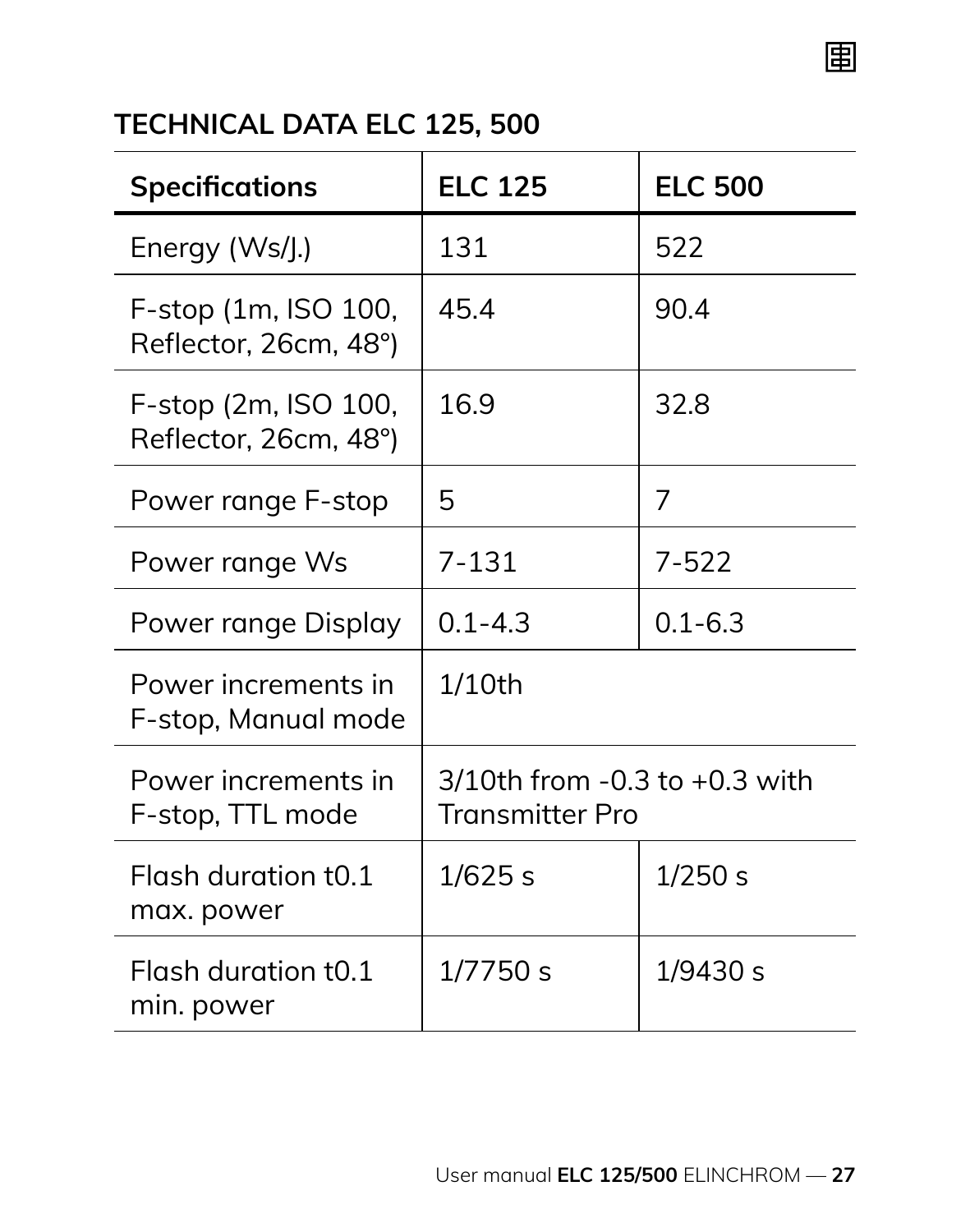## TECHNICAL DATA ELC 125, 500

| Specifications | ELC 125 | ELC 500 |
|---|---|---|
| Energy (Ws/J.) | 131 | 522 |
| F-stop (1m, ISO 100, Reflector, 26cm, 48°) | 45.4 | 90.4 |
| F-stop (2m, ISO 100, Reflector, 26cm, 48°) | 16.9 | 32.8 |
| Power range F-stop | 5 | 7 |
| Power range Ws | 7-131 | 7-522 |
| Power range Display | 0.1-4.3 | 0.1-6.3 |
| Power increments in F-stop, Manual mode | 1/10th | |
| Power increments in F-stop, TTL mode | 3/10th from -0.3 to +0.3 with Transmitter Pro | |
| Flash duration t0.1 max. power | 1/625 s | 1/250 s |
| Flash duration t0.1 min. power | 1/7750 s | 1/9430 s |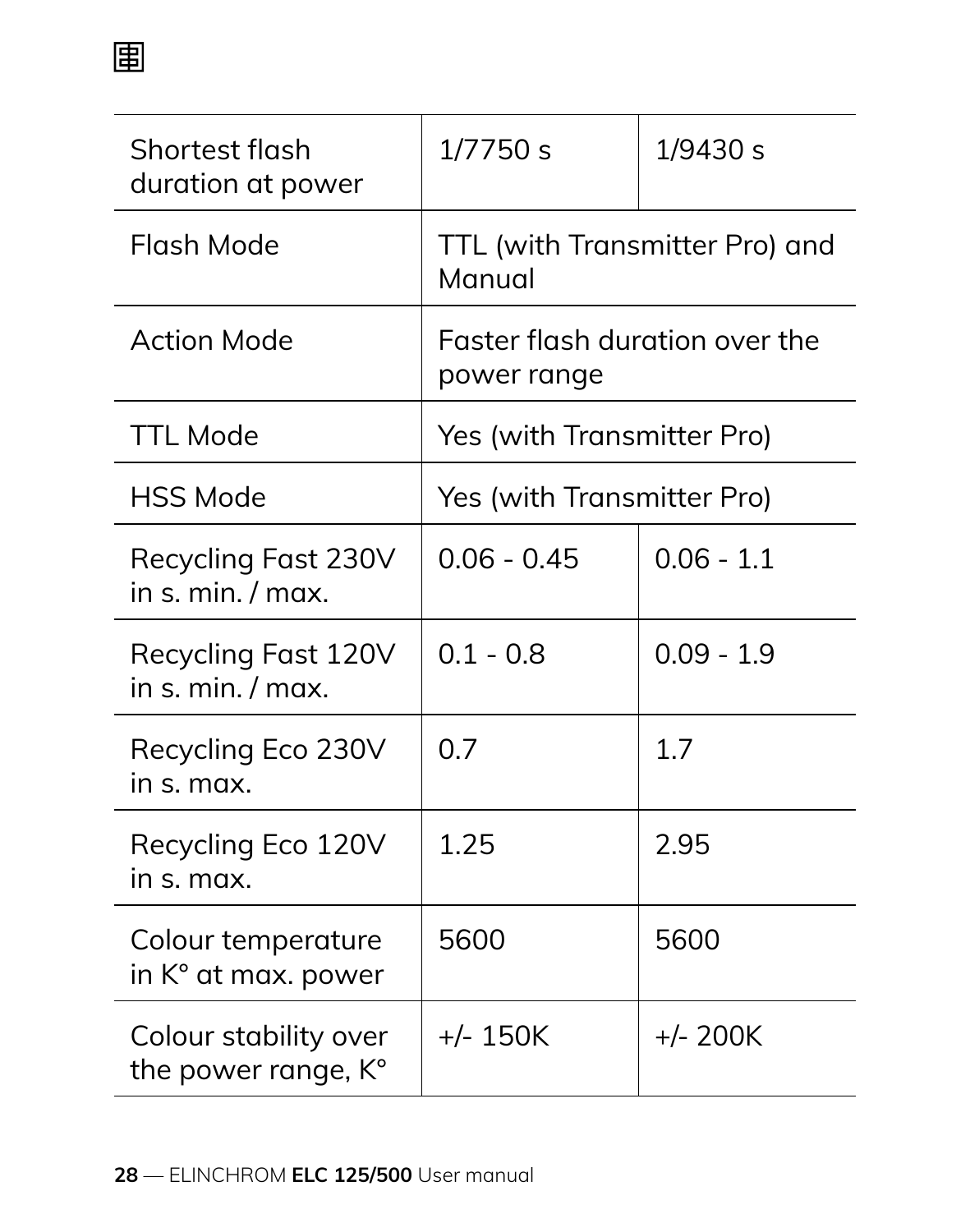| | | |
|---|---|---|
| Shortest flash duration at power | 1/7750 s | 1/9430 s |
| Flash Mode | TTL (with Transmitter Pro) and Manual | |
| Action Mode | Faster flash duration over the power range | |
| TTL Mode | Yes (with Transmitter Pro) | |
| HSS Mode | Yes (with Transmitter Pro) | |
| Recycling Fast 230V in s. min. / max. | 0.06 - 0.45 | 0.06 - 1.1 |
| Recycling Fast 120V in s. min. / max. | 0.1 - 0.8 | 0.09 - 1.9 |
| Recycling Eco 230V in s. max. | 0.7 | 1.7 |
| Recycling Eco 120V in s. max. | 1.25 | 2.95 |
| Colour temperature in K° at max. power | 5600 | 5600 |
| Colour stability over the power range, K° | +/- 150K | +/- 200K |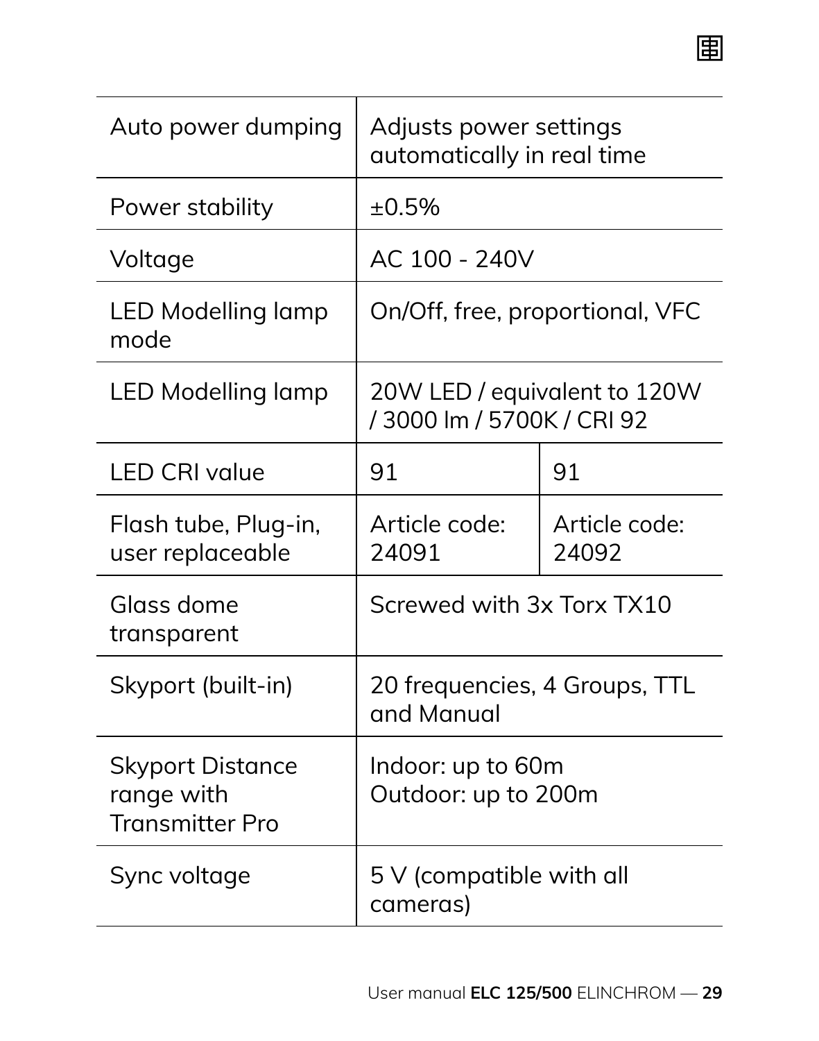| | | |
|---|---|---|
| Auto power dumping | Adjusts power settings automatically in real time | |
| Power stability | ±0.5% | |
| Voltage | AC 100 - 240V | |
| LED Modelling lamp mode | On/Off, free, proportional, VFC | |
| LED Modelling lamp | 20W LED / equivalent to 120W / 3000 lm / 5700K / CRI 92 | |
| LED CRI value | 91 | 91 |
| Flash tube, Plug-in, user replaceable | Article code: 24091 | Article code: 24092 |
| Glass dome transparent | Screwed with 3x Torx TX10 | |
| Skyport (built-in) | 20 frequencies, 4 Groups, TTL and Manual | |
| Skyport Distance range with Transmitter Pro | Indoor: up to 60m<br>Outdoor: up to 200m | |
| Sync voltage | 5 V (compatible with all cameras) | |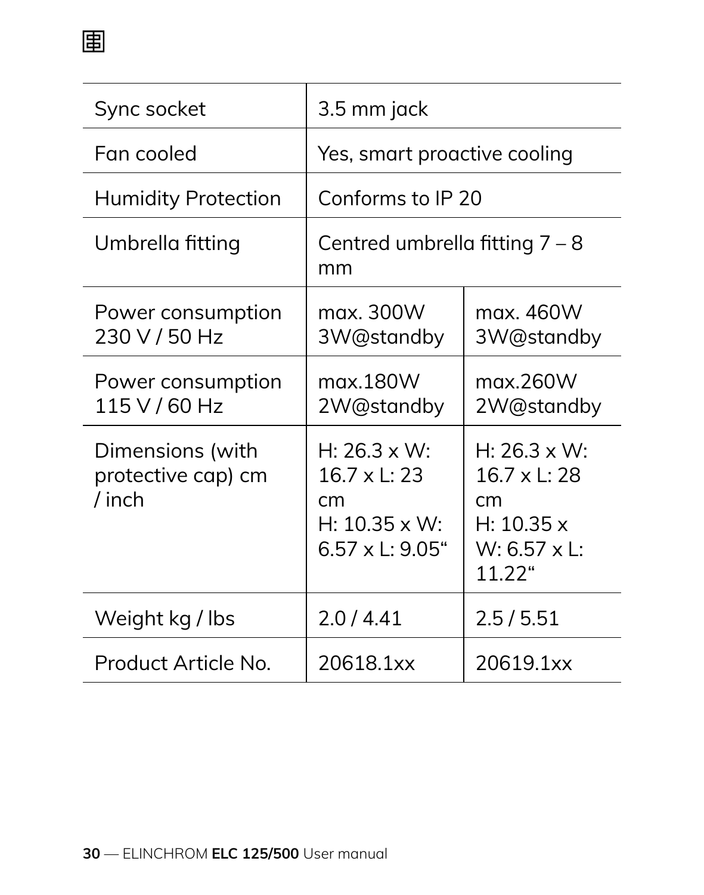| | | |
|---|---|---|
| Sync socket | 3.5 mm jack | |
| Fan cooled | Yes, smart proactive cooling | |
| Humidity Protection | Conforms to IP 20 | |
| Umbrella fitting | Centred umbrella fitting 7 – 8 mm | |
| Power consumption 230 V / 50 Hz | max. 300W 3W@standby | max. 460W 3W@standby |
| Power consumption 115 V / 60 Hz | max.180W 2W@standby | max.260W 2W@standby |
| Dimensions (with protective cap) cm / inch | H: 26.3 x W: 16.7 x L: 23 cm H: 10.35 x W: 6.57 x L: 9.05“ | H: 26.3 x W: 16.7 x L: 28 cm H: 10.35 x W: 6.57 x L: 11.22“ |
| Weight kg / lbs | 2.0 / 4.41 | 2.5 / 5.51 |
| Product Article No. | 20618.1xx | 20619.1xx |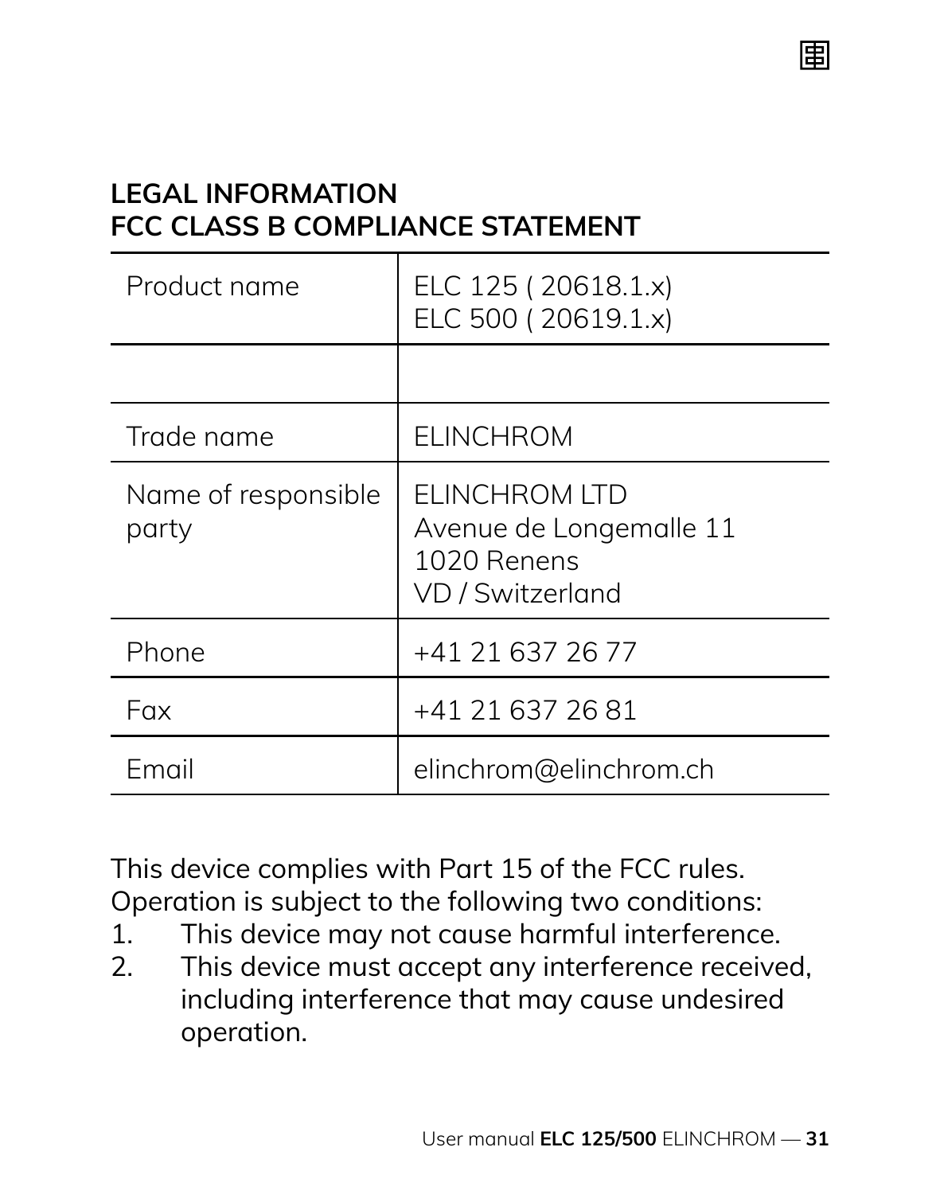## LEGAL INFORMATION
## FCC CLASS B COMPLIANCE STATEMENT

| Product name | ELC 125 ( 20618.1.x)<br>ELC 500 ( 20619.1.x) |
|---|---|
| | |
| Trade name | ELINCHROM |
| Name of responsible party | ELINCHROM LTD<br>Avenue de Longemalle 11<br>1020 Renens<br>VD / Switzerland |
| Phone | +41 21 637 26 77 |
| Fax | +41 21 637 26 81 |
| Email | elinchrom@elinchrom.ch |

This device complies with Part 15 of the FCC rules.
Operation is subject to the following two conditions:

1. This device may not cause harmful interference.
2. This device must accept any interference received, including interference that may cause undesired operation.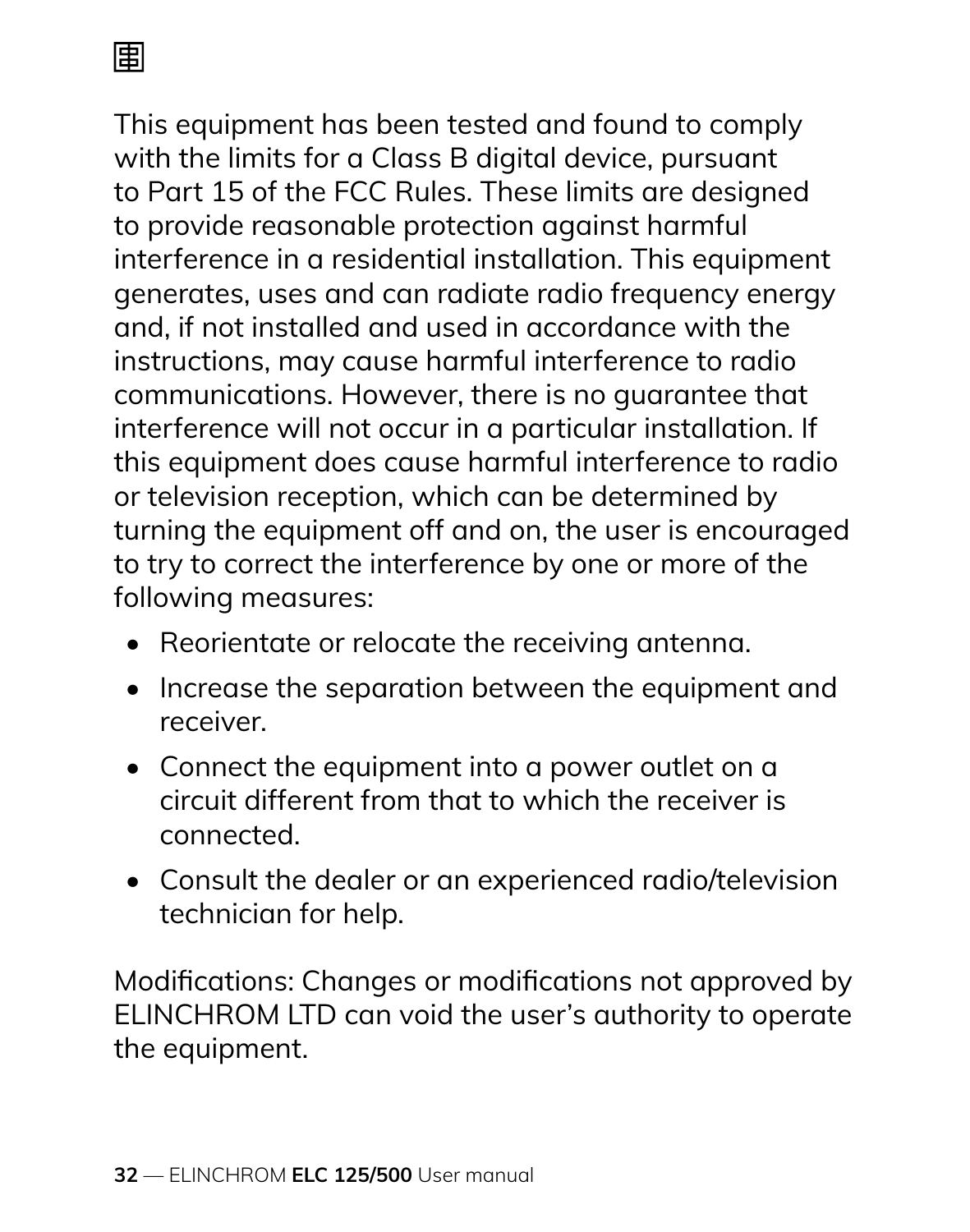This equipment has been tested and found to comply with the limits for a Class B digital device, pursuant to Part 15 of the FCC Rules. These limits are designed to provide reasonable protection against harmful interference in a residential installation. This equipment generates, uses and can radiate radio frequency energy and, if not installed and used in accordance with the instructions, may cause harmful interference to radio communications. However, there is no guarantee that interference will not occur in a particular installation. If this equipment does cause harmful interference to radio or television reception, which can be determined by turning the equipment off and on, the user is encouraged to try to correct the interference by one or more of the following measures:

- Reorientate or relocate the receiving antenna.
- Increase the separation between the equipment and receiver.
- Connect the equipment into a power outlet on a circuit different from that to which the receiver is connected.
- Consult the dealer or an experienced radio/television technician for help.

Modifications: Changes or modifications not approved by ELINCHROM LTD can void the user's authority to operate the equipment.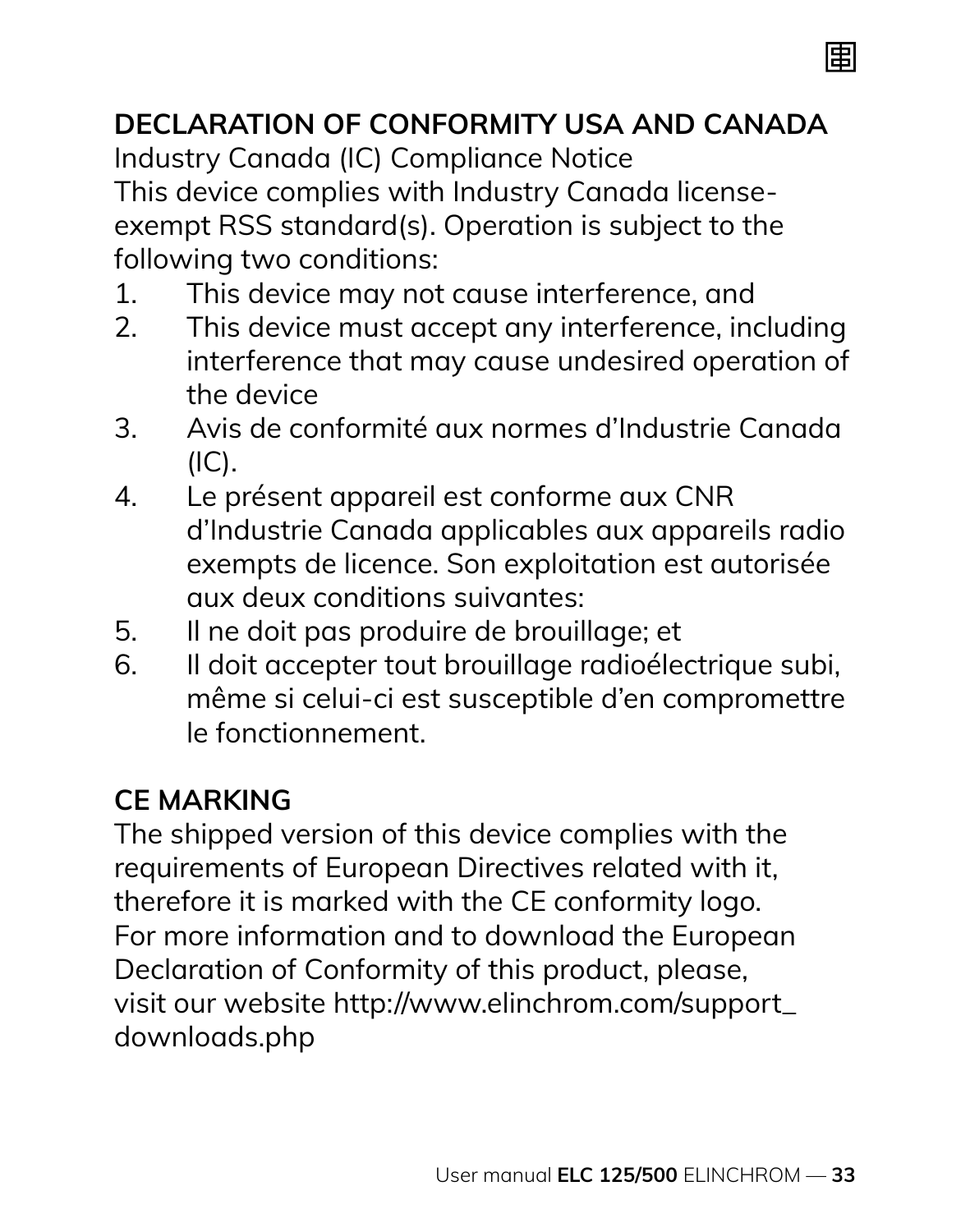## DECLARATION OF CONFORMITY USA AND CANADA

Industry Canada (IC) Compliance Notice
This device complies with Industry Canada license-exempt RSS standard(s). Operation is subject to the following two conditions:

1. This device may not cause interference, and
2. This device must accept any interference, including interference that may cause undesired operation of the device
3. Avis de conformité aux normes d’Industrie Canada (IC).
4. Le présent appareil est conforme aux CNR d’Industrie Canada applicables aux appareils radio exempts de licence. Son exploitation est autorisée aux deux conditions suivantes:
5. Il ne doit pas produire de brouillage; et
6. Il doit accepter tout brouillage radioélectrique subi, même si celui-ci est susceptible d’en compromettre le fonctionnement.

## CE MARKING

The shipped version of this device complies with the requirements of European Directives related with it, therefore it is marked with the CE conformity logo. For more information and to download the European Declaration of Conformity of this product, please, visit our website http://www.elinchrom.com/support_downloads.php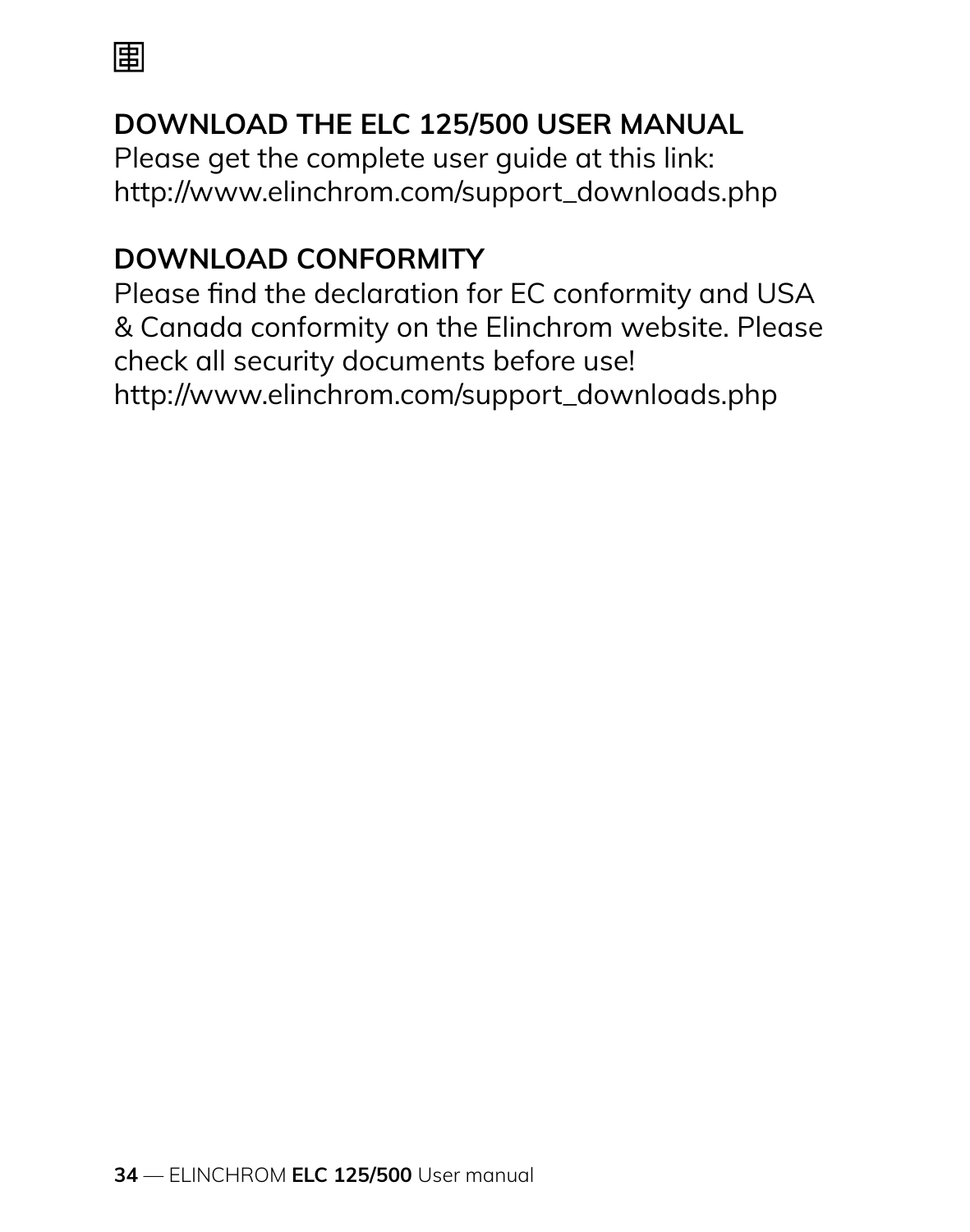## DOWNLOAD THE ELC 125/500 USER MANUAL

Please get the complete user guide at this link:
http://www.elinchrom.com/support_downloads.php

## DOWNLOAD CONFORMITY

Please find the declaration for EC conformity and USA & Canada conformity on the Elinchrom website. Please check all security documents before use!
http://www.elinchrom.com/support_downloads.php